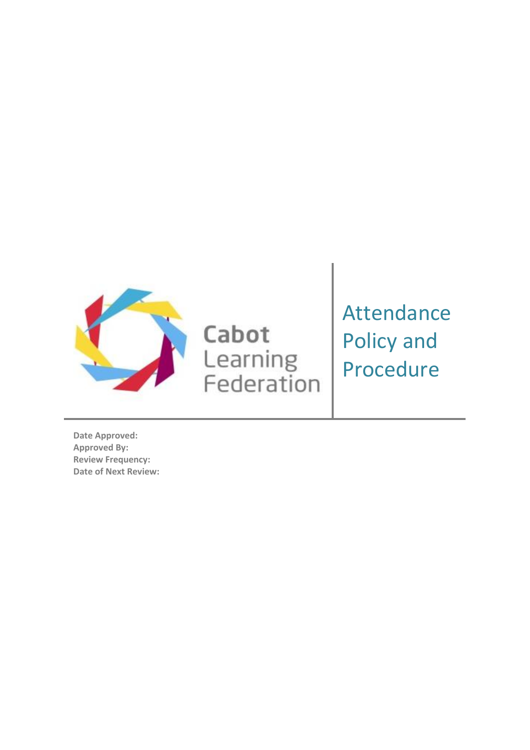Cabot Learning Federation

# Attendance Policy and Procedure

**Date Approved:**
**Approved By:**
**Review Frequency:**
**Date of Next Review:**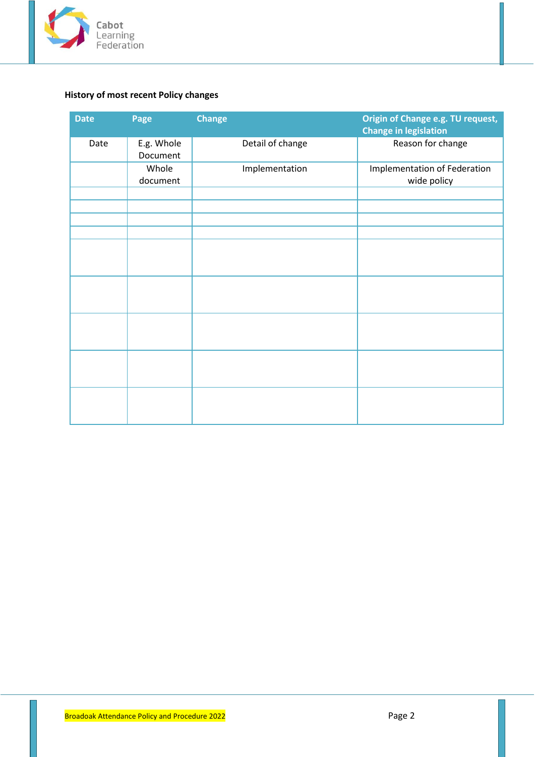**History of most recent Policy changes**

| Date | Page | Change | Origin of Change e.g. TU request, Change in legislation |
|---|---|---|---|
| Date | E.g. Whole Document | Detail of change | Reason for change |
| | Whole document | Implementation | Implementation of Federation wide policy |
| | | | |
| | | | |
| | | | |
| | | | |
| | | | |
| | | | |
| | | | |
| | | | |
| | | | |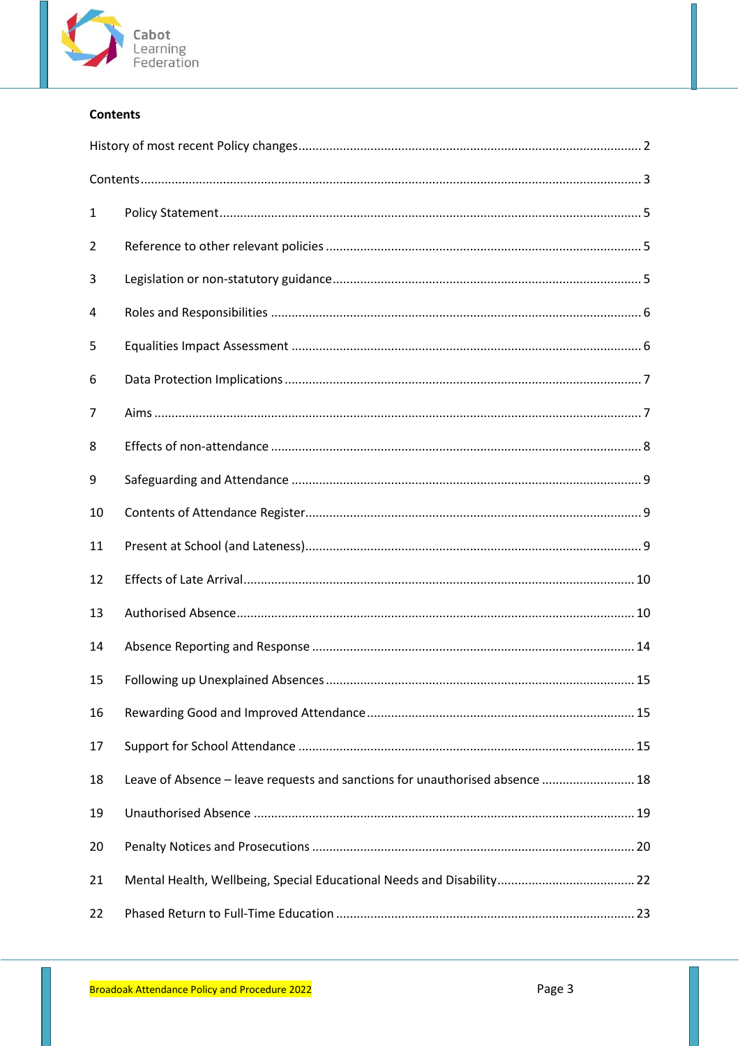**Contents**

History of most recent Policy changes .......... 2

Contents .......... 3

1 Policy Statement .......... 5

2 Reference to other relevant policies .......... 5

3 Legislation or non-statutory guidance .......... 5

4 Roles and Responsibilities .......... 6

5 Equalities Impact Assessment .......... 6

6 Data Protection Implications .......... 7

7 Aims .......... 7

8 Effects of non-attendance .......... 8

9 Safeguarding and Attendance .......... 9

10 Contents of Attendance Register .......... 9

11 Present at School (and Lateness) .......... 9

12 Effects of Late Arrival .......... 10

13 Authorised Absence .......... 10

14 Absence Reporting and Response .......... 14

15 Following up Unexplained Absences .......... 15

16 Rewarding Good and Improved Attendance .......... 15

17 Support for School Attendance .......... 15

18 Leave of Absence – leave requests and sanctions for unauthorised absence .......... 18

19 Unauthorised Absence .......... 19

20 Penalty Notices and Prosecutions .......... 20

21 Mental Health, Wellbeing, Special Educational Needs and Disability .......... 22

22 Phased Return to Full-Time Education .......... 23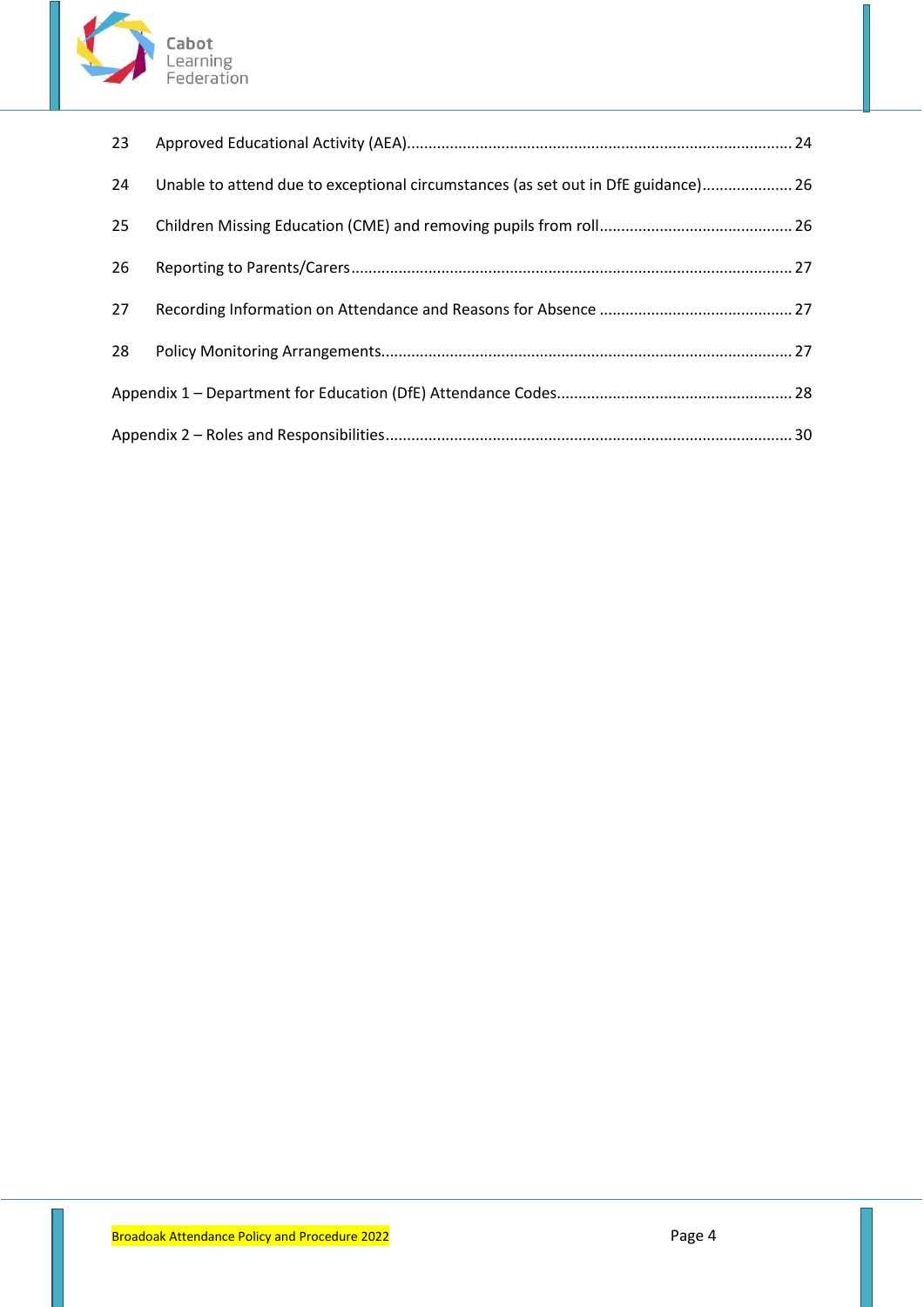| | | |
|---|---|---|
| 23 | Approved Educational Activity (AEA) | 24 |
| 24 | Unable to attend due to exceptional circumstances (as set out in DfE guidance) | 26 |
| 25 | Children Missing Education (CME) and removing pupils from roll | 26 |
| 26 | Reporting to Parents/Carers | 27 |
| 27 | Recording Information on Attendance and Reasons for Absence | 27 |
| 28 | Policy Monitoring Arrangements | 27 |
| Appendix 1 – Department for Education (DfE) Attendance Codes | | 28 |
| Appendix 2 – Roles and Responsibilities | | 30 |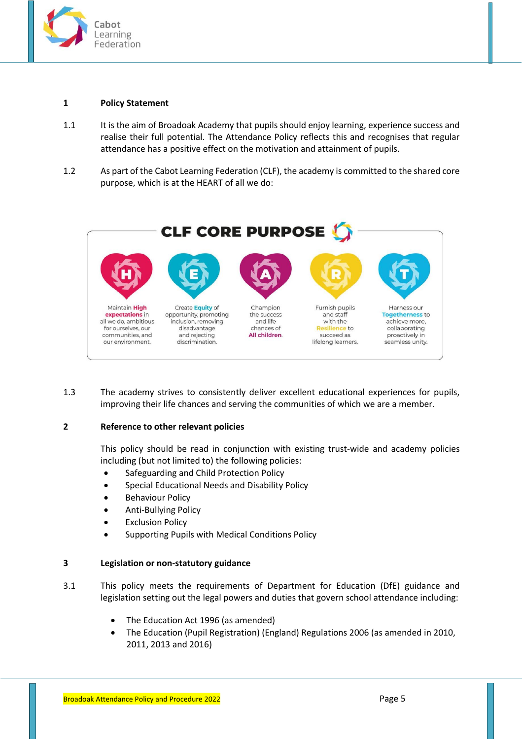## 1 Policy Statement

1.1 It is the aim of Broadoak Academy that pupils should enjoy learning, experience success and realise their full potential. The Attendance Policy reflects this and recognises that regular attendance has a positive effect on the motivation and attainment of pupils.

1.2 As part of the Cabot Learning Federation (CLF), the academy is committed to the shared core purpose, which is at the HEART of all we do:

**CLF CORE PURPOSE**

- **H** – Maintain **High expectations** in all we do, ambitious for ourselves, our communities, and our environment.
- **E** – Create **Equity** of opportunity, promoting inclusion, removing disadvantage and rejecting discrimination.
- **A** – Champion the success and life chances of **All children**.
- **R** – Furnish pupils and staff with the **Resilience** to succeed as lifelong learners.
- **T** – Harness our **Togetherness** to achieve more, collaborating proactively in seamless unity.

1.3 The academy strives to consistently deliver excellent educational experiences for pupils, improving their life chances and serving the communities of which we are a member.

## 2 Reference to other relevant policies

This policy should be read in conjunction with existing trust-wide and academy policies including (but not limited to) the following policies:

- Safeguarding and Child Protection Policy
- Special Educational Needs and Disability Policy
- Behaviour Policy
- Anti-Bullying Policy
- Exclusion Policy
- Supporting Pupils with Medical Conditions Policy

## 3 Legislation or non-statutory guidance

3.1 This policy meets the requirements of Department for Education (DfE) guidance and legislation setting out the legal powers and duties that govern school attendance including:

- The Education Act 1996 (as amended)
- The Education (Pupil Registration) (England) Regulations 2006 (as amended in 2010, 2011, 2013 and 2016)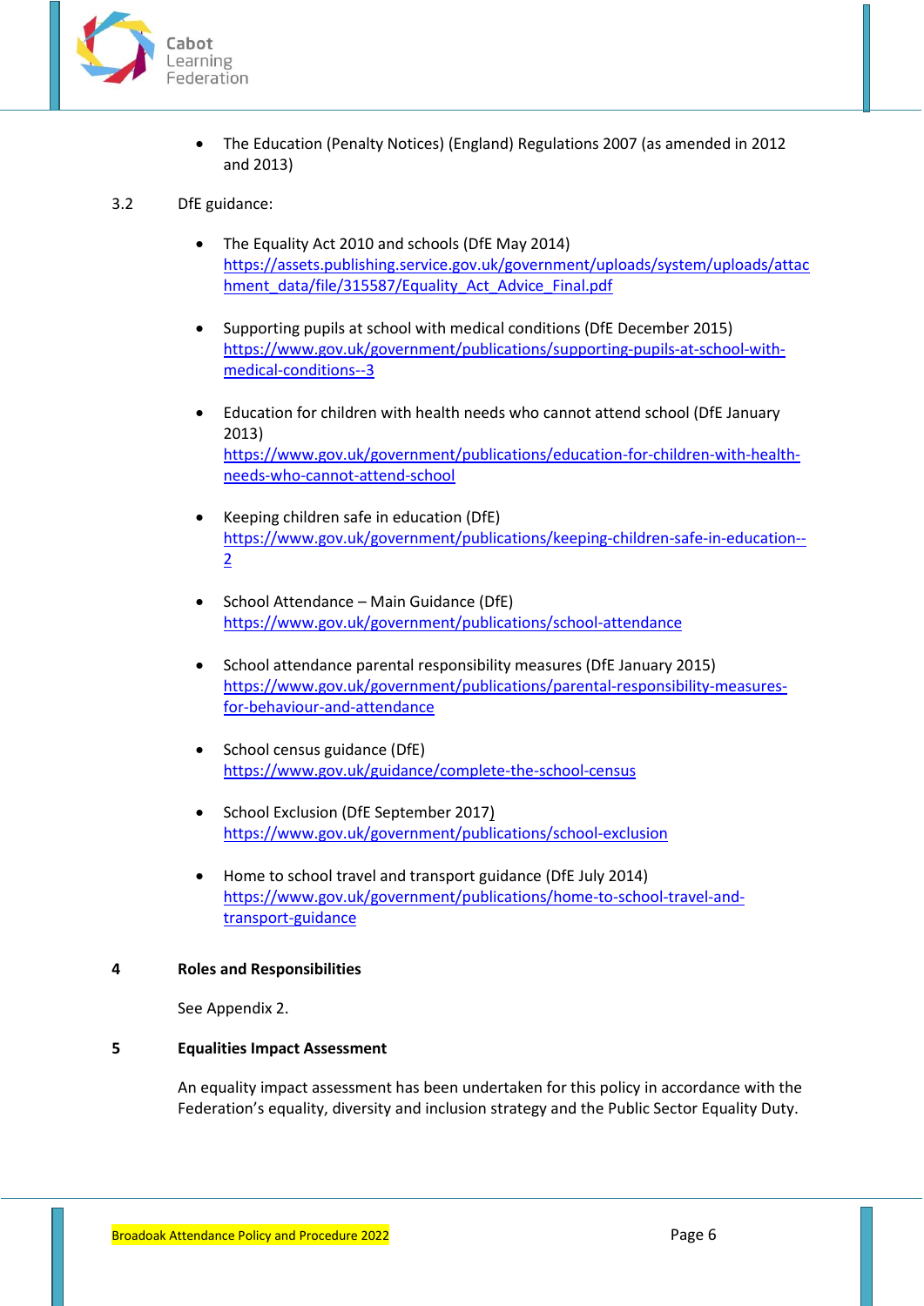- The Education (Penalty Notices) (England) Regulations 2007 (as amended in 2012 and 2013)

3.2 DfE guidance:

- The Equality Act 2010 and schools (DfE May 2014) https://assets.publishing.service.gov.uk/government/uploads/system/uploads/attachment_data/file/315587/Equality_Act_Advice_Final.pdf

- Supporting pupils at school with medical conditions (DfE December 2015) https://www.gov.uk/government/publications/supporting-pupils-at-school-with-medical-conditions--3

- Education for children with health needs who cannot attend school (DfE January 2013) https://www.gov.uk/government/publications/education-for-children-with-health-needs-who-cannot-attend-school

- Keeping children safe in education (DfE) https://www.gov.uk/government/publications/keeping-children-safe-in-education--2

- School Attendance – Main Guidance (DfE) https://www.gov.uk/government/publications/school-attendance

- School attendance parental responsibility measures (DfE January 2015) https://www.gov.uk/government/publications/parental-responsibility-measures-for-behaviour-and-attendance

- School census guidance (DfE) https://www.gov.uk/guidance/complete-the-school-census

- School Exclusion (DfE September 2017) https://www.gov.uk/government/publications/school-exclusion

- Home to school travel and transport guidance (DfE July 2014) https://www.gov.uk/government/publications/home-to-school-travel-and-transport-guidance

## 4 Roles and Responsibilities

See Appendix 2.

## 5 Equalities Impact Assessment

An equality impact assessment has been undertaken for this policy in accordance with the Federation's equality, diversity and inclusion strategy and the Public Sector Equality Duty.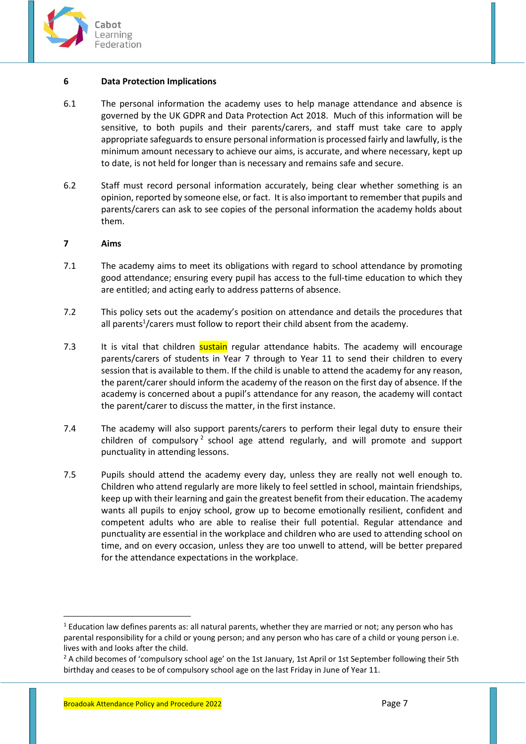## 6 Data Protection Implications

6.1 The personal information the academy uses to help manage attendance and absence is governed by the UK GDPR and Data Protection Act 2018. Much of this information will be sensitive, to both pupils and their parents/carers, and staff must take care to apply appropriate safeguards to ensure personal information is processed fairly and lawfully, is the minimum amount necessary to achieve our aims, is accurate, and where necessary, kept up to date, is not held for longer than is necessary and remains safe and secure.

6.2 Staff must record personal information accurately, being clear whether something is an opinion, reported by someone else, or fact. It is also important to remember that pupils and parents/carers can ask to see copies of the personal information the academy holds about them.

## 7 Aims

7.1 The academy aims to meet its obligations with regard to school attendance by promoting good attendance; ensuring every pupil has access to the full-time education to which they are entitled; and acting early to address patterns of absence.

7.2 This policy sets out the academy's position on attendance and details the procedures that all parents[1]/carers must follow to report their child absent from the academy.

7.3 It is vital that children sustain regular attendance habits. The academy will encourage parents/carers of students in Year 7 through to Year 11 to send their children to every session that is available to them. If the child is unable to attend the academy for any reason, the parent/carer should inform the academy of the reason on the first day of absence. If the academy is concerned about a pupil's attendance for any reason, the academy will contact the parent/carer to discuss the matter, in the first instance.

7.4 The academy will also support parents/carers to perform their legal duty to ensure their children of compulsory[2] school age attend regularly, and will promote and support punctuality in attending lessons.

7.5 Pupils should attend the academy every day, unless they are really not well enough to. Children who attend regularly are more likely to feel settled in school, maintain friendships, keep up with their learning and gain the greatest benefit from their education. The academy wants all pupils to enjoy school, grow up to become emotionally resilient, confident and competent adults who are able to realise their full potential. Regular attendance and punctuality are essential in the workplace and children who are used to attending school on time, and on every occasion, unless they are too unwell to attend, will be better prepared for the attendance expectations in the workplace.

---

[1] Education law defines parents as: all natural parents, whether they are married or not; any person who has parental responsibility for a child or young person; and any person who has care of a child or young person i.e. lives with and looks after the child.

[2] A child becomes of 'compulsory school age' on the 1st January, 1st April or 1st September following their 5th birthday and ceases to be of compulsory school age on the last Friday in June of Year 11.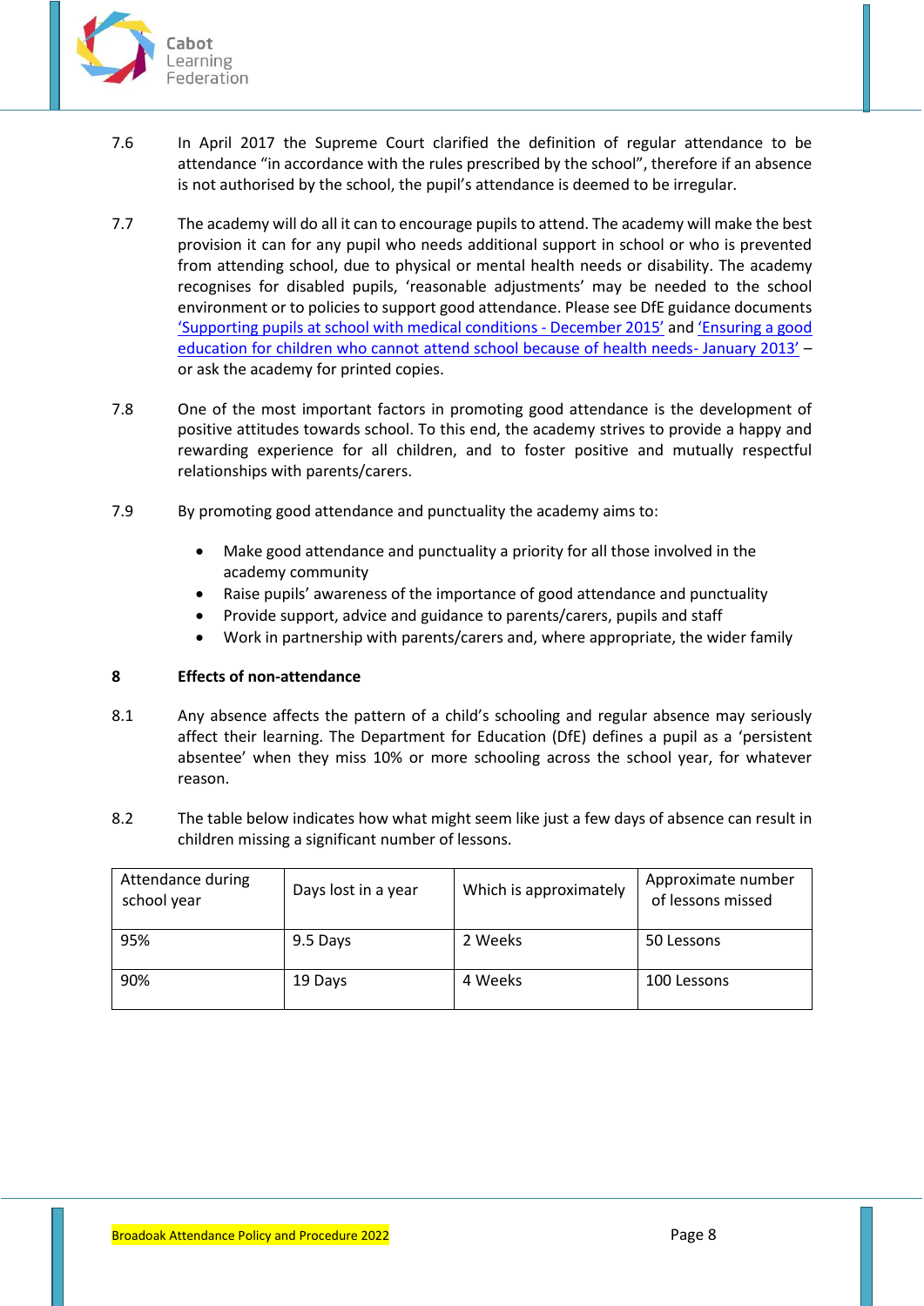7.6 In April 2017 the Supreme Court clarified the definition of regular attendance to be attendance "in accordance with the rules prescribed by the school", therefore if an absence is not authorised by the school, the pupil's attendance is deemed to be irregular.

7.7 The academy will do all it can to encourage pupils to attend. The academy will make the best provision it can for any pupil who needs additional support in school or who is prevented from attending school, due to physical or mental health needs or disability. The academy recognises for disabled pupils, 'reasonable adjustments' may be needed to the school environment or to policies to support good attendance. Please see DfE guidance documents 'Supporting pupils at school with medical conditions - December 2015' and 'Ensuring a good education for children who cannot attend school because of health needs- January 2013' – or ask the academy for printed copies.

7.8 One of the most important factors in promoting good attendance is the development of positive attitudes towards school. To this end, the academy strives to provide a happy and rewarding experience for all children, and to foster positive and mutually respectful relationships with parents/carers.

7.9 By promoting good attendance and punctuality the academy aims to:

- Make good attendance and punctuality a priority for all those involved in the academy community
- Raise pupils' awareness of the importance of good attendance and punctuality
- Provide support, advice and guidance to parents/carers, pupils and staff
- Work in partnership with parents/carers and, where appropriate, the wider family

## 8 Effects of non-attendance

8.1 Any absence affects the pattern of a child's schooling and regular absence may seriously affect their learning. The Department for Education (DfE) defines a pupil as a 'persistent absentee' when they miss 10% or more schooling across the school year, for whatever reason.

8.2 The table below indicates how what might seem like just a few days of absence can result in children missing a significant number of lessons.

| Attendance during school year | Days lost in a year | Which is approximately | Approximate number of lessons missed |
|---|---|---|---|
| 95% | 9.5 Days | 2 Weeks | 50 Lessons |
| 90% | 19 Days | 4 Weeks | 100 Lessons |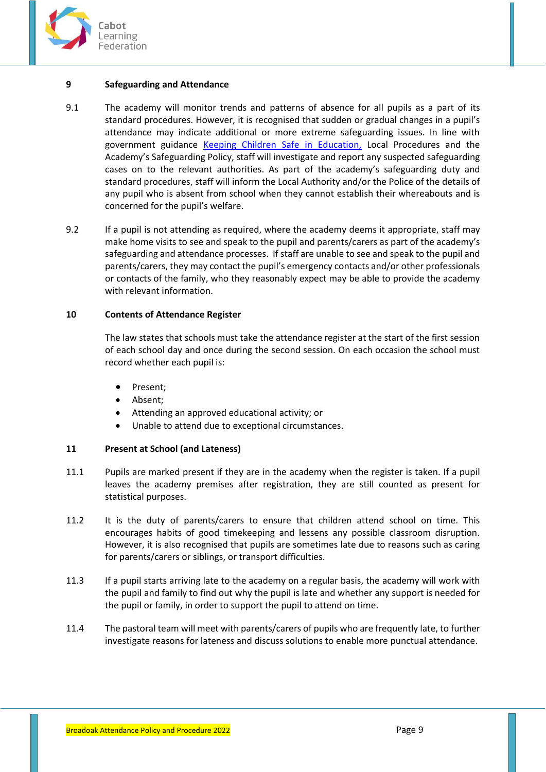## 9 Safeguarding and Attendance

9.1 The academy will monitor trends and patterns of absence for all pupils as a part of its standard procedures. However, it is recognised that sudden or gradual changes in a pupil's attendance may indicate additional or more extreme safeguarding issues. In line with government guidance Keeping Children Safe in Education, Local Procedures and the Academy's Safeguarding Policy, staff will investigate and report any suspected safeguarding cases on to the relevant authorities. As part of the academy's safeguarding duty and standard procedures, staff will inform the Local Authority and/or the Police of the details of any pupil who is absent from school when they cannot establish their whereabouts and is concerned for the pupil's welfare.

9.2 If a pupil is not attending as required, where the academy deems it appropriate, staff may make home visits to see and speak to the pupil and parents/carers as part of the academy's safeguarding and attendance processes. If staff are unable to see and speak to the pupil and parents/carers, they may contact the pupil's emergency contacts and/or other professionals or contacts of the family, who they reasonably expect may be able to provide the academy with relevant information.

## 10 Contents of Attendance Register

The law states that schools must take the attendance register at the start of the first session of each school day and once during the second session. On each occasion the school must record whether each pupil is:

- Present;
- Absent;
- Attending an approved educational activity; or
- Unable to attend due to exceptional circumstances.

## 11 Present at School (and Lateness)

11.1 Pupils are marked present if they are in the academy when the register is taken. If a pupil leaves the academy premises after registration, they are still counted as present for statistical purposes.

11.2 It is the duty of parents/carers to ensure that children attend school on time. This encourages habits of good timekeeping and lessens any possible classroom disruption. However, it is also recognised that pupils are sometimes late due to reasons such as caring for parents/carers or siblings, or transport difficulties.

11.3 If a pupil starts arriving late to the academy on a regular basis, the academy will work with the pupil and family to find out why the pupil is late and whether any support is needed for the pupil or family, in order to support the pupil to attend on time.

11.4 The pastoral team will meet with parents/carers of pupils who are frequently late, to further investigate reasons for lateness and discuss solutions to enable more punctual attendance.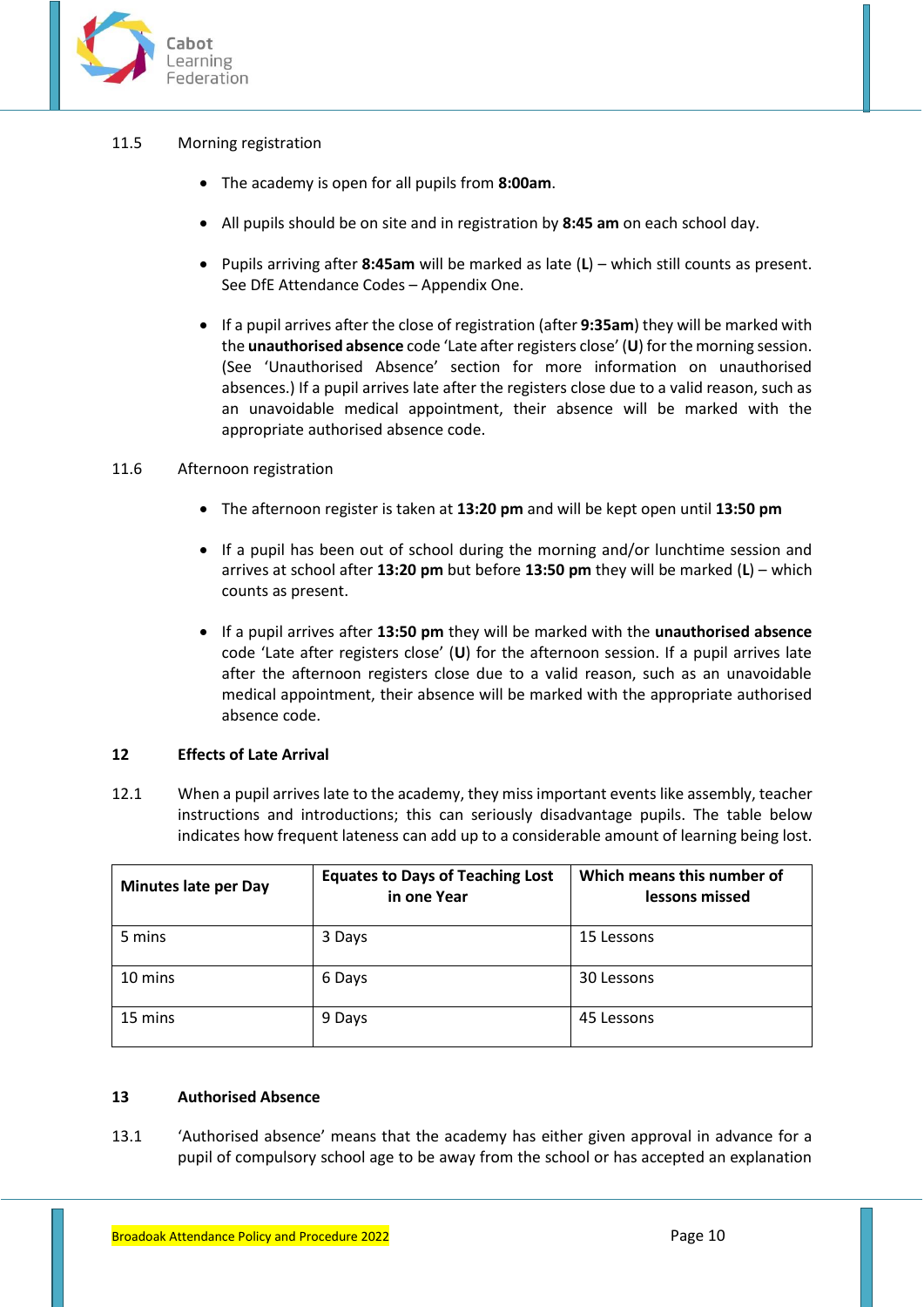11.5 Morning registration

- The academy is open for all pupils from **8:00am**.
- All pupils should be on site and in registration by **8:45 am** on each school day.
- Pupils arriving after **8:45am** will be marked as late (**L**) – which still counts as present. See DfE Attendance Codes – Appendix One.
- If a pupil arrives after the close of registration (after **9:35am**) they will be marked with the **unauthorised absence** code 'Late after registers close' (**U**) for the morning session. (See 'Unauthorised Absence' section for more information on unauthorised absences.) If a pupil arrives late after the registers close due to a valid reason, such as an unavoidable medical appointment, their absence will be marked with the appropriate authorised absence code.

11.6 Afternoon registration

- The afternoon register is taken at **13:20 pm** and will be kept open until **13:50 pm**
- If a pupil has been out of school during the morning and/or lunchtime session and arrives at school after **13:20 pm** but before **13:50 pm** they will be marked (**L**) – which counts as present.
- If a pupil arrives after **13:50 pm** they will be marked with the **unauthorised absence** code 'Late after registers close' (**U**) for the afternoon session. If a pupil arrives late after the afternoon registers close due to a valid reason, such as an unavoidable medical appointment, their absence will be marked with the appropriate authorised absence code.

## 12 Effects of Late Arrival

12.1 When a pupil arrives late to the academy, they miss important events like assembly, teacher instructions and introductions; this can seriously disadvantage pupils. The table below indicates how frequent lateness can add up to a considerable amount of learning being lost.

| Minutes late per Day | Equates to Days of Teaching Lost in one Year | Which means this number of lessons missed |
|---|---|---|
| 5 mins | 3 Days | 15 Lessons |
| 10 mins | 6 Days | 30 Lessons |
| 15 mins | 9 Days | 45 Lessons |

## 13 Authorised Absence

13.1 'Authorised absence' means that the academy has either given approval in advance for a pupil of compulsory school age to be away from the school or has accepted an explanation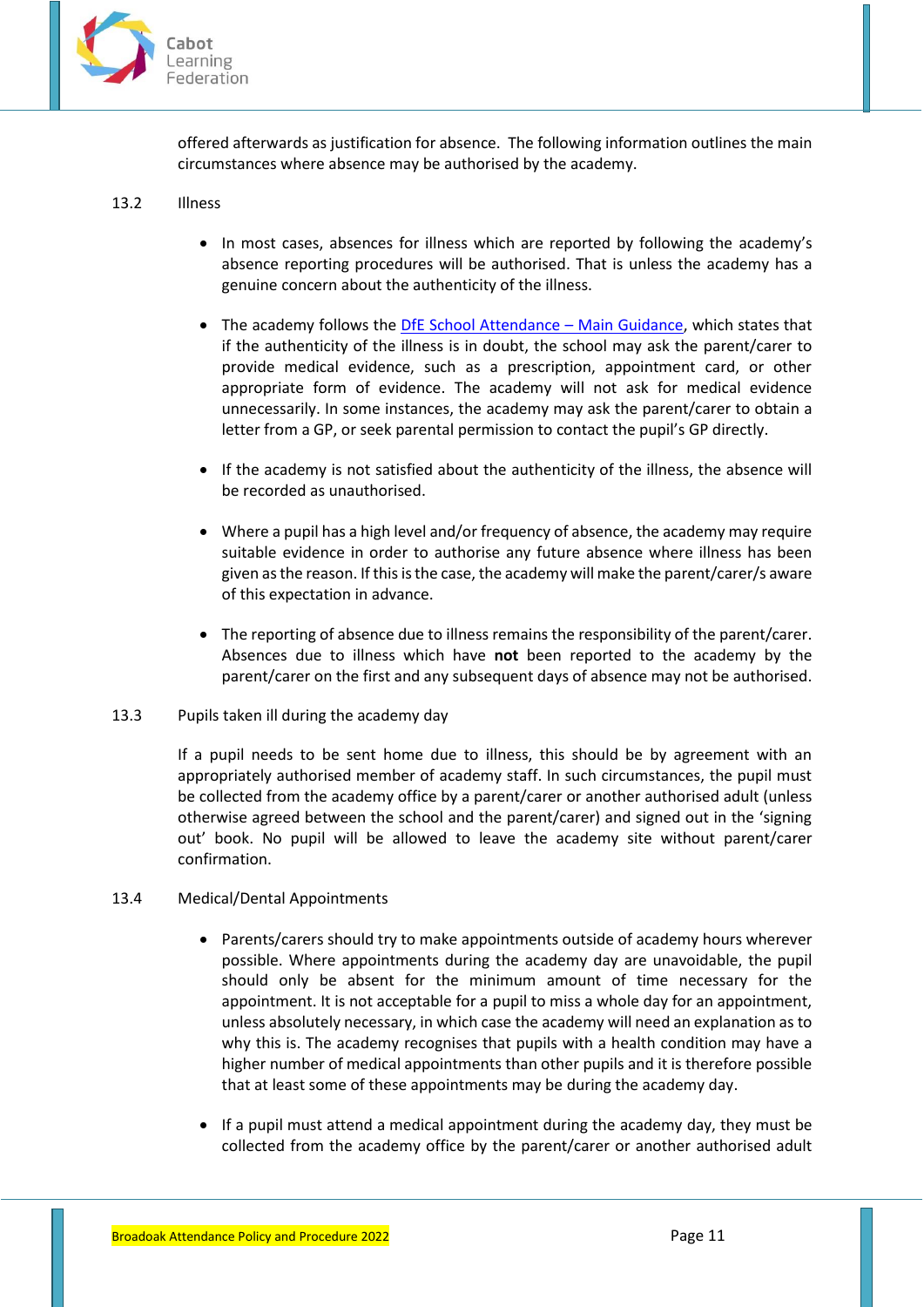offered afterwards as justification for absence. The following information outlines the main circumstances where absence may be authorised by the academy.

13.2 Illness

- In most cases, absences for illness which are reported by following the academy's absence reporting procedures will be authorised. That is unless the academy has a genuine concern about the authenticity of the illness.

- The academy follows the [DfE School Attendance – Main Guidance](), which states that if the authenticity of the illness is in doubt, the school may ask the parent/carer to provide medical evidence, such as a prescription, appointment card, or other appropriate form of evidence. The academy will not ask for medical evidence unnecessarily. In some instances, the academy may ask the parent/carer to obtain a letter from a GP, or seek parental permission to contact the pupil's GP directly.

- If the academy is not satisfied about the authenticity of the illness, the absence will be recorded as unauthorised.

- Where a pupil has a high level and/or frequency of absence, the academy may require suitable evidence in order to authorise any future absence where illness has been given as the reason. If this is the case, the academy will make the parent/carer/s aware of this expectation in advance.

- The reporting of absence due to illness remains the responsibility of the parent/carer. Absences due to illness which have **not** been reported to the academy by the parent/carer on the first and any subsequent days of absence may not be authorised.

13.3 Pupils taken ill during the academy day

If a pupil needs to be sent home due to illness, this should be by agreement with an appropriately authorised member of academy staff. In such circumstances, the pupil must be collected from the academy office by a parent/carer or another authorised adult (unless otherwise agreed between the school and the parent/carer) and signed out in the 'signing out' book. No pupil will be allowed to leave the academy site without parent/carer confirmation.

13.4 Medical/Dental Appointments

- Parents/carers should try to make appointments outside of academy hours wherever possible. Where appointments during the academy day are unavoidable, the pupil should only be absent for the minimum amount of time necessary for the appointment. It is not acceptable for a pupil to miss a whole day for an appointment, unless absolutely necessary, in which case the academy will need an explanation as to why this is. The academy recognises that pupils with a health condition may have a higher number of medical appointments than other pupils and it is therefore possible that at least some of these appointments may be during the academy day.

- If a pupil must attend a medical appointment during the academy day, they must be collected from the academy office by the parent/carer or another authorised adult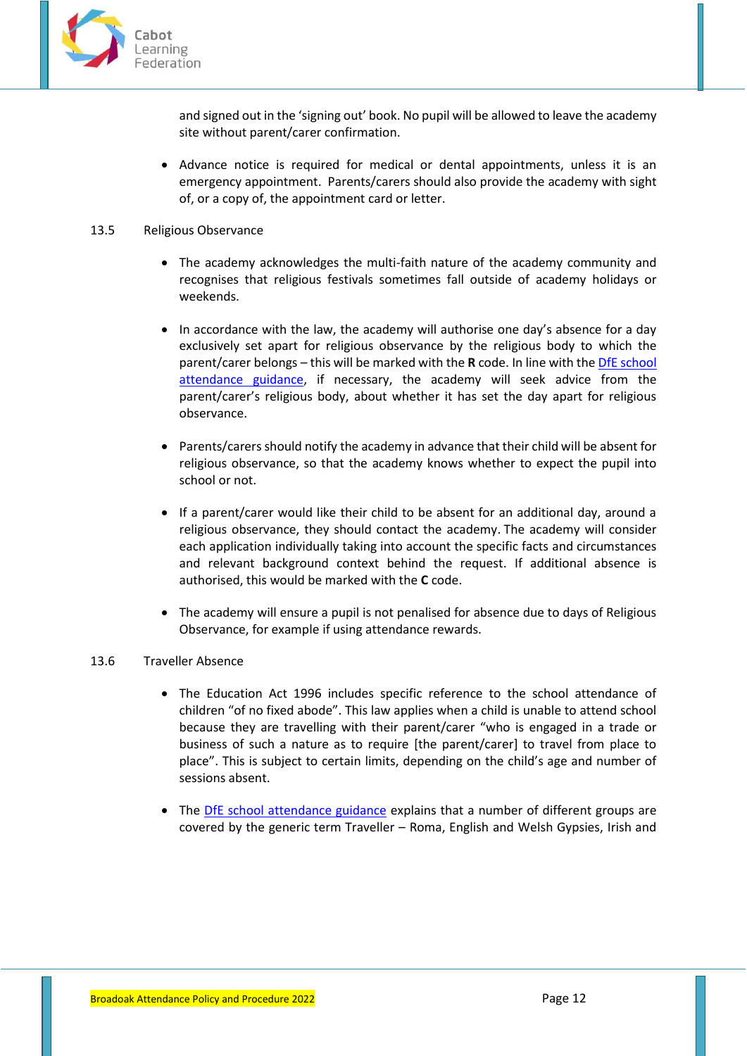and signed out in the 'signing out' book. No pupil will be allowed to leave the academy site without parent/carer confirmation.

- Advance notice is required for medical or dental appointments, unless it is an emergency appointment. Parents/carers should also provide the academy with sight of, or a copy of, the appointment card or letter.

13.5 Religious Observance

- The academy acknowledges the multi-faith nature of the academy community and recognises that religious festivals sometimes fall outside of academy holidays or weekends.

- In accordance with the law, the academy will authorise one day's absence for a day exclusively set apart for religious observance by the religious body to which the parent/carer belongs – this will be marked with the **R** code. In line with the DfE school attendance guidance, if necessary, the academy will seek advice from the parent/carer's religious body, about whether it has set the day apart for religious observance.

- Parents/carers should notify the academy in advance that their child will be absent for religious observance, so that the academy knows whether to expect the pupil into school or not.

- If a parent/carer would like their child to be absent for an additional day, around a religious observance, they should contact the academy. The academy will consider each application individually taking into account the specific facts and circumstances and relevant background context behind the request. If additional absence is authorised, this would be marked with the **C** code.

- The academy will ensure a pupil is not penalised for absence due to days of Religious Observance, for example if using attendance rewards.

13.6 Traveller Absence

- The Education Act 1996 includes specific reference to the school attendance of children "of no fixed abode". This law applies when a child is unable to attend school because they are travelling with their parent/carer "who is engaged in a trade or business of such a nature as to require [the parent/carer] to travel from place to place". This is subject to certain limits, depending on the child's age and number of sessions absent.

- The DfE school attendance guidance explains that a number of different groups are covered by the generic term Traveller – Roma, English and Welsh Gypsies, Irish and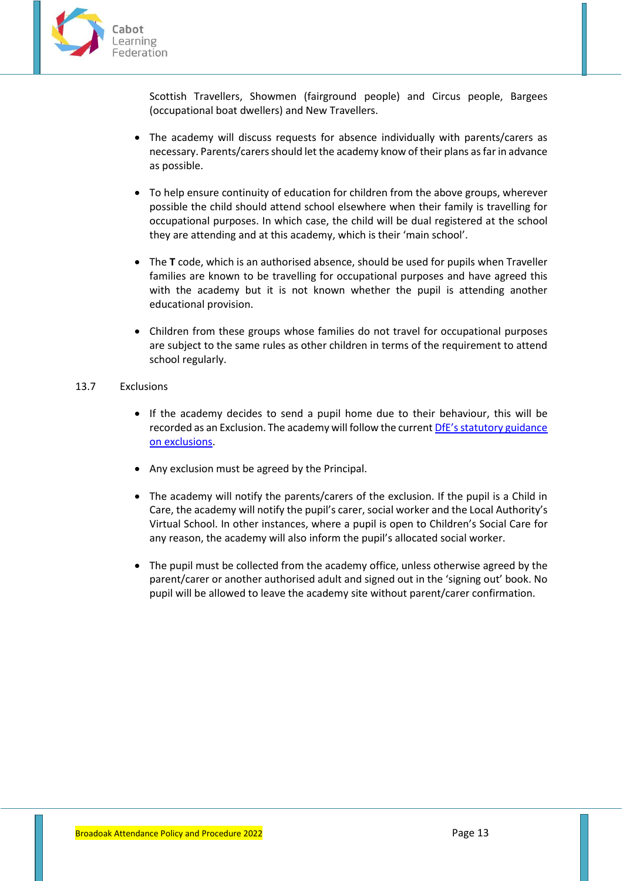Scottish Travellers, Showmen (fairground people) and Circus people, Bargees (occupational boat dwellers) and New Travellers.

- The academy will discuss requests for absence individually with parents/carers as necessary. Parents/carers should let the academy know of their plans as far in advance as possible.

- To help ensure continuity of education for children from the above groups, wherever possible the child should attend school elsewhere when their family is travelling for occupational purposes. In which case, the child will be dual registered at the school they are attending and at this academy, which is their 'main school'.

- The **T** code, which is an authorised absence, should be used for pupils when Traveller families are known to be travelling for occupational purposes and have agreed this with the academy but it is not known whether the pupil is attending another educational provision.

- Children from these groups whose families do not travel for occupational purposes are subject to the same rules as other children in terms of the requirement to attend school regularly.

13.7 Exclusions

- If the academy decides to send a pupil home due to their behaviour, this will be recorded as an Exclusion. The academy will follow the current DfE's statutory guidance on exclusions.

- Any exclusion must be agreed by the Principal.

- The academy will notify the parents/carers of the exclusion. If the pupil is a Child in Care, the academy will notify the pupil's carer, social worker and the Local Authority's Virtual School. In other instances, where a pupil is open to Children's Social Care for any reason, the academy will also inform the pupil's allocated social worker.

- The pupil must be collected from the academy office, unless otherwise agreed by the parent/carer or another authorised adult and signed out in the 'signing out' book. No pupil will be allowed to leave the academy site without parent/carer confirmation.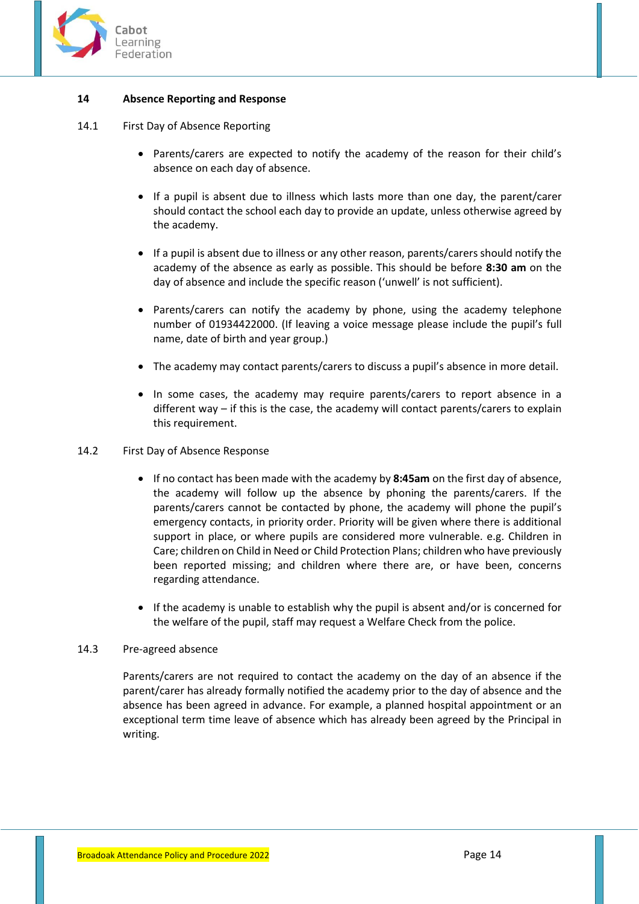## 14 Absence Reporting and Response

### 14.1 First Day of Absence Reporting

- Parents/carers are expected to notify the academy of the reason for their child's absence on each day of absence.

- If a pupil is absent due to illness which lasts more than one day, the parent/carer should contact the school each day to provide an update, unless otherwise agreed by the academy.

- If a pupil is absent due to illness or any other reason, parents/carers should notify the academy of the absence as early as possible. This should be before **8:30 am** on the day of absence and include the specific reason ('unwell' is not sufficient).

- Parents/carers can notify the academy by phone, using the academy telephone number of 01934422000. (If leaving a voice message please include the pupil's full name, date of birth and year group.)

- The academy may contact parents/carers to discuss a pupil's absence in more detail.

- In some cases, the academy may require parents/carers to report absence in a different way – if this is the case, the academy will contact parents/carers to explain this requirement.

### 14.2 First Day of Absence Response

- If no contact has been made with the academy by **8:45am** on the first day of absence, the academy will follow up the absence by phoning the parents/carers. If the parents/carers cannot be contacted by phone, the academy will phone the pupil's emergency contacts, in priority order. Priority will be given where there is additional support in place, or where pupils are considered more vulnerable. e.g. Children in Care; children on Child in Need or Child Protection Plans; children who have previously been reported missing; and children where there are, or have been, concerns regarding attendance.

- If the academy is unable to establish why the pupil is absent and/or is concerned for the welfare of the pupil, staff may request a Welfare Check from the police.

### 14.3 Pre-agreed absence

Parents/carers are not required to contact the academy on the day of an absence if the parent/carer has already formally notified the academy prior to the day of absence and the absence has been agreed in advance. For example, a planned hospital appointment or an exceptional term time leave of absence which has already been agreed by the Principal in writing.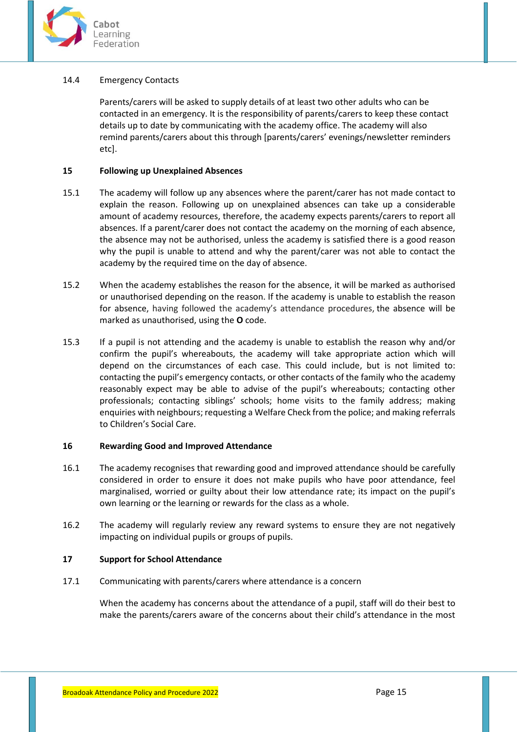14.4 Emergency Contacts

Parents/carers will be asked to supply details of at least two other adults who can be contacted in an emergency. It is the responsibility of parents/carers to keep these contact details up to date by communicating with the academy office. The academy will also remind parents/carers about this through [parents/carers' evenings/newsletter reminders etc].

## 15 Following up Unexplained Absences

15.1 The academy will follow up any absences where the parent/carer has not made contact to explain the reason. Following up on unexplained absences can take up a considerable amount of academy resources, therefore, the academy expects parents/carers to report all absences. If a parent/carer does not contact the academy on the morning of each absence, the absence may not be authorised, unless the academy is satisfied there is a good reason why the pupil is unable to attend and why the parent/carer was not able to contact the academy by the required time on the day of absence.

15.2 When the academy establishes the reason for the absence, it will be marked as authorised or unauthorised depending on the reason. If the academy is unable to establish the reason for absence, having followed the academy's attendance procedures, the absence will be marked as unauthorised, using the **O** code.

15.3 If a pupil is not attending and the academy is unable to establish the reason why and/or confirm the pupil's whereabouts, the academy will take appropriate action which will depend on the circumstances of each case. This could include, but is not limited to: contacting the pupil's emergency contacts, or other contacts of the family who the academy reasonably expect may be able to advise of the pupil's whereabouts; contacting other professionals; contacting siblings' schools; home visits to the family address; making enquiries with neighbours; requesting a Welfare Check from the police; and making referrals to Children's Social Care.

## 16 Rewarding Good and Improved Attendance

16.1 The academy recognises that rewarding good and improved attendance should be carefully considered in order to ensure it does not make pupils who have poor attendance, feel marginalised, worried or guilty about their low attendance rate; its impact on the pupil's own learning or the learning or rewards for the class as a whole.

16.2 The academy will regularly review any reward systems to ensure they are not negatively impacting on individual pupils or groups of pupils.

## 17 Support for School Attendance

17.1 Communicating with parents/carers where attendance is a concern

When the academy has concerns about the attendance of a pupil, staff will do their best to make the parents/carers aware of the concerns about their child's attendance in the most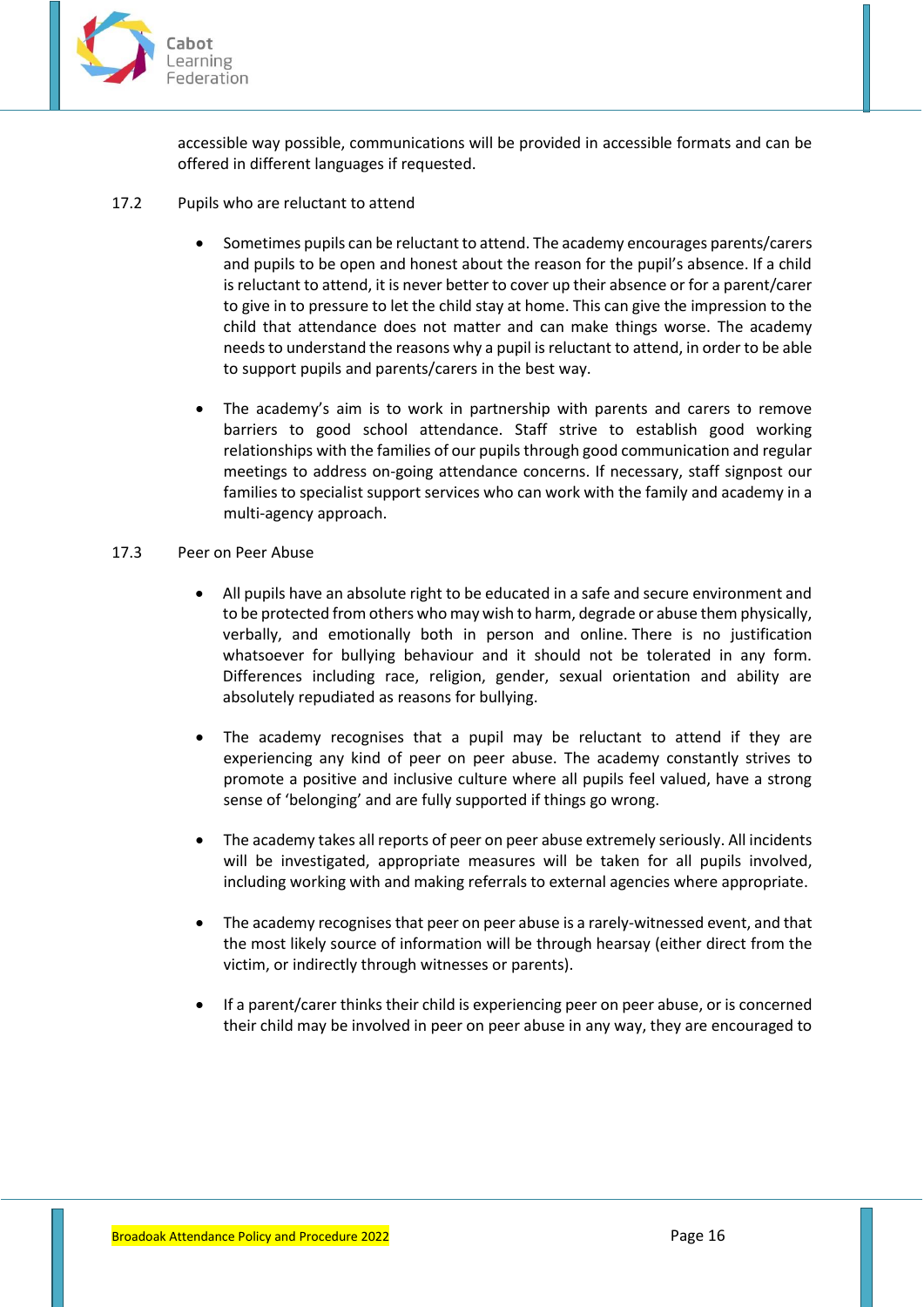accessible way possible, communications will be provided in accessible formats and can be offered in different languages if requested.

17.2 Pupils who are reluctant to attend

- Sometimes pupils can be reluctant to attend. The academy encourages parents/carers and pupils to be open and honest about the reason for the pupil's absence. If a child is reluctant to attend, it is never better to cover up their absence or for a parent/carer to give in to pressure to let the child stay at home. This can give the impression to the child that attendance does not matter and can make things worse. The academy needs to understand the reasons why a pupil is reluctant to attend, in order to be able to support pupils and parents/carers in the best way.

- The academy's aim is to work in partnership with parents and carers to remove barriers to good school attendance. Staff strive to establish good working relationships with the families of our pupils through good communication and regular meetings to address on-going attendance concerns. If necessary, staff signpost our families to specialist support services who can work with the family and academy in a multi-agency approach.

17.3 Peer on Peer Abuse

- All pupils have an absolute right to be educated in a safe and secure environment and to be protected from others who may wish to harm, degrade or abuse them physically, verbally, and emotionally both in person and online. There is no justification whatsoever for bullying behaviour and it should not be tolerated in any form. Differences including race, religion, gender, sexual orientation and ability are absolutely repudiated as reasons for bullying.

- The academy recognises that a pupil may be reluctant to attend if they are experiencing any kind of peer on peer abuse. The academy constantly strives to promote a positive and inclusive culture where all pupils feel valued, have a strong sense of 'belonging' and are fully supported if things go wrong.

- The academy takes all reports of peer on peer abuse extremely seriously. All incidents will be investigated, appropriate measures will be taken for all pupils involved, including working with and making referrals to external agencies where appropriate.

- The academy recognises that peer on peer abuse is a rarely-witnessed event, and that the most likely source of information will be through hearsay (either direct from the victim, or indirectly through witnesses or parents).

- If a parent/carer thinks their child is experiencing peer on peer abuse, or is concerned their child may be involved in peer on peer abuse in any way, they are encouraged to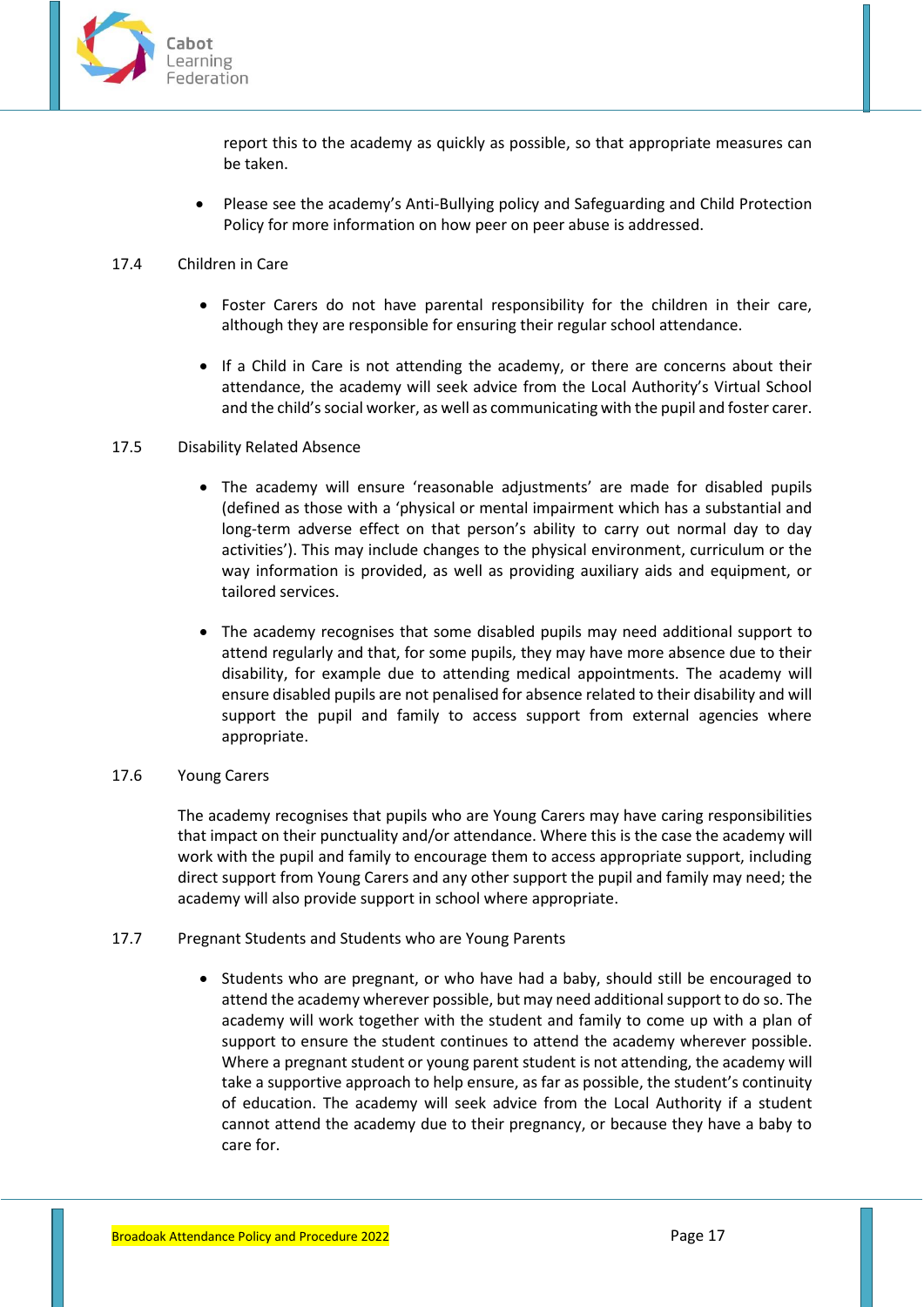report this to the academy as quickly as possible, so that appropriate measures can be taken.

- Please see the academy's Anti-Bullying policy and Safeguarding and Child Protection Policy for more information on how peer on peer abuse is addressed.

17.4 Children in Care

- Foster Carers do not have parental responsibility for the children in their care, although they are responsible for ensuring their regular school attendance.

- If a Child in Care is not attending the academy, or there are concerns about their attendance, the academy will seek advice from the Local Authority's Virtual School and the child's social worker, as well as communicating with the pupil and foster carer.

17.5 Disability Related Absence

- The academy will ensure 'reasonable adjustments' are made for disabled pupils (defined as those with a 'physical or mental impairment which has a substantial and long-term adverse effect on that person's ability to carry out normal day to day activities'). This may include changes to the physical environment, curriculum or the way information is provided, as well as providing auxiliary aids and equipment, or tailored services.

- The academy recognises that some disabled pupils may need additional support to attend regularly and that, for some pupils, they may have more absence due to their disability, for example due to attending medical appointments. The academy will ensure disabled pupils are not penalised for absence related to their disability and will support the pupil and family to access support from external agencies where appropriate.

17.6 Young Carers

The academy recognises that pupils who are Young Carers may have caring responsibilities that impact on their punctuality and/or attendance. Where this is the case the academy will work with the pupil and family to encourage them to access appropriate support, including direct support from Young Carers and any other support the pupil and family may need; the academy will also provide support in school where appropriate.

17.7 Pregnant Students and Students who are Young Parents

- Students who are pregnant, or who have had a baby, should still be encouraged to attend the academy wherever possible, but may need additional support to do so. The academy will work together with the student and family to come up with a plan of support to ensure the student continues to attend the academy wherever possible. Where a pregnant student or young parent student is not attending, the academy will take a supportive approach to help ensure, as far as possible, the student's continuity of education. The academy will seek advice from the Local Authority if a student cannot attend the academy due to their pregnancy, or because they have a baby to care for.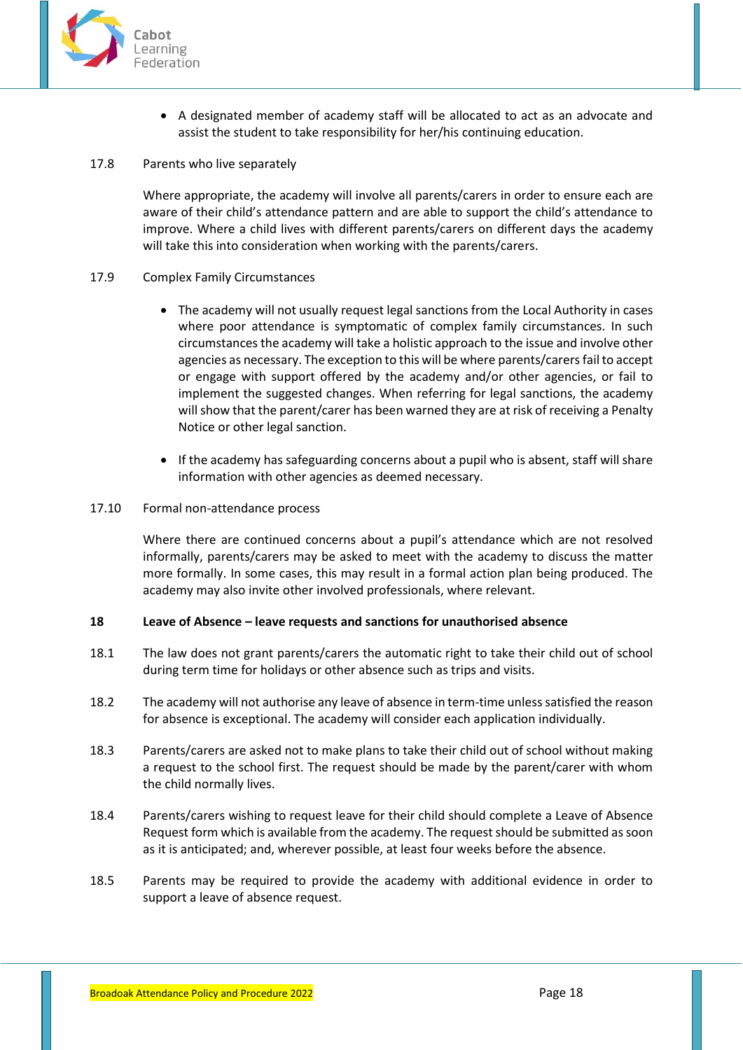- A designated member of academy staff will be allocated to act as an advocate and assist the student to take responsibility for her/his continuing education.

17.8 Parents who live separately

Where appropriate, the academy will involve all parents/carers in order to ensure each are aware of their child's attendance pattern and are able to support the child's attendance to improve. Where a child lives with different parents/carers on different days the academy will take this into consideration when working with the parents/carers.

17.9 Complex Family Circumstances

- The academy will not usually request legal sanctions from the Local Authority in cases where poor attendance is symptomatic of complex family circumstances. In such circumstances the academy will take a holistic approach to the issue and involve other agencies as necessary. The exception to this will be where parents/carers fail to accept or engage with support offered by the academy and/or other agencies, or fail to implement the suggested changes. When referring for legal sanctions, the academy will show that the parent/carer has been warned they are at risk of receiving a Penalty Notice or other legal sanction.

- If the academy has safeguarding concerns about a pupil who is absent, staff will share information with other agencies as deemed necessary.

17.10 Formal non-attendance process

Where there are continued concerns about a pupil's attendance which are not resolved informally, parents/carers may be asked to meet with the academy to discuss the matter more formally. In some cases, this may result in a formal action plan being produced. The academy may also invite other involved professionals, where relevant.

## 18 Leave of Absence – leave requests and sanctions for unauthorised absence

18.1 The law does not grant parents/carers the automatic right to take their child out of school during term time for holidays or other absence such as trips and visits.

18.2 The academy will not authorise any leave of absence in term-time unless satisfied the reason for absence is exceptional. The academy will consider each application individually.

18.3 Parents/carers are asked not to make plans to take their child out of school without making a request to the school first. The request should be made by the parent/carer with whom the child normally lives.

18.4 Parents/carers wishing to request leave for their child should complete a Leave of Absence Request form which is available from the academy. The request should be submitted as soon as it is anticipated; and, wherever possible, at least four weeks before the absence.

18.5 Parents may be required to provide the academy with additional evidence in order to support a leave of absence request.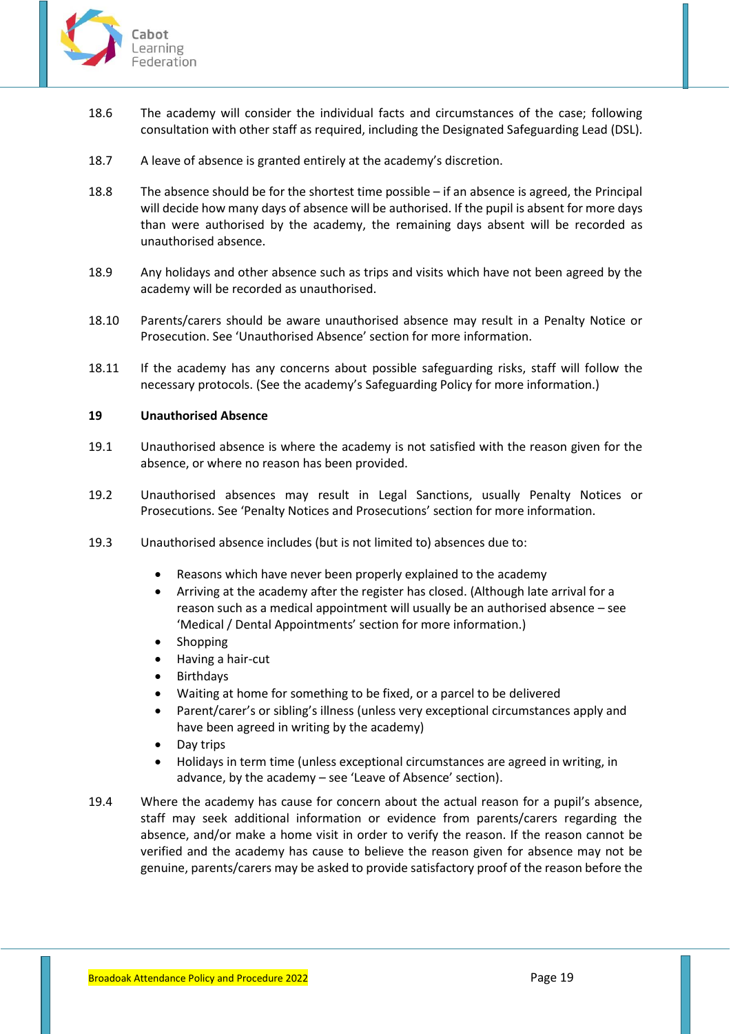18.6 The academy will consider the individual facts and circumstances of the case; following consultation with other staff as required, including the Designated Safeguarding Lead (DSL).

18.7 A leave of absence is granted entirely at the academy's discretion.

18.8 The absence should be for the shortest time possible – if an absence is agreed, the Principal will decide how many days of absence will be authorised. If the pupil is absent for more days than were authorised by the academy, the remaining days absent will be recorded as unauthorised absence.

18.9 Any holidays and other absence such as trips and visits which have not been agreed by the academy will be recorded as unauthorised.

18.10 Parents/carers should be aware unauthorised absence may result in a Penalty Notice or Prosecution. See 'Unauthorised Absence' section for more information.

18.11 If the academy has any concerns about possible safeguarding risks, staff will follow the necessary protocols. (See the academy's Safeguarding Policy for more information.)

## 19 Unauthorised Absence

19.1 Unauthorised absence is where the academy is not satisfied with the reason given for the absence, or where no reason has been provided.

19.2 Unauthorised absences may result in Legal Sanctions, usually Penalty Notices or Prosecutions. See 'Penalty Notices and Prosecutions' section for more information.

19.3 Unauthorised absence includes (but is not limited to) absences due to:

- Reasons which have never been properly explained to the academy
- Arriving at the academy after the register has closed. (Although late arrival for a reason such as a medical appointment will usually be an authorised absence – see 'Medical / Dental Appointments' section for more information.)
- Shopping
- Having a hair-cut
- Birthdays
- Waiting at home for something to be fixed, or a parcel to be delivered
- Parent/carer's or sibling's illness (unless very exceptional circumstances apply and have been agreed in writing by the academy)
- Day trips
- Holidays in term time (unless exceptional circumstances are agreed in writing, in advance, by the academy – see 'Leave of Absence' section).

19.4 Where the academy has cause for concern about the actual reason for a pupil's absence, staff may seek additional information or evidence from parents/carers regarding the absence, and/or make a home visit in order to verify the reason. If the reason cannot be verified and the academy has cause to believe the reason given for absence may not be genuine, parents/carers may be asked to provide satisfactory proof of the reason before the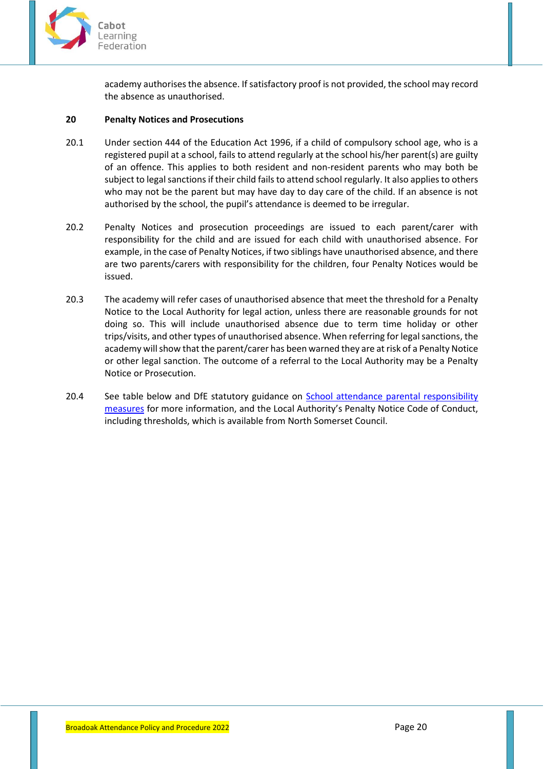academy authorises the absence. If satisfactory proof is not provided, the school may record the absence as unauthorised.

## 20 Penalty Notices and Prosecutions

20.1 Under section 444 of the Education Act 1996, if a child of compulsory school age, who is a registered pupil at a school, fails to attend regularly at the school his/her parent(s) are guilty of an offence. This applies to both resident and non-resident parents who may both be subject to legal sanctions if their child fails to attend school regularly. It also applies to others who may not be the parent but may have day to day care of the child. If an absence is not authorised by the school, the pupil's attendance is deemed to be irregular.

20.2 Penalty Notices and prosecution proceedings are issued to each parent/carer with responsibility for the child and are issued for each child with unauthorised absence. For example, in the case of Penalty Notices, if two siblings have unauthorised absence, and there are two parents/carers with responsibility for the children, four Penalty Notices would be issued.

20.3 The academy will refer cases of unauthorised absence that meet the threshold for a Penalty Notice to the Local Authority for legal action, unless there are reasonable grounds for not doing so. This will include unauthorised absence due to term time holiday or other trips/visits, and other types of unauthorised absence. When referring for legal sanctions, the academy will show that the parent/carer has been warned they are at risk of a Penalty Notice or other legal sanction. The outcome of a referral to the Local Authority may be a Penalty Notice or Prosecution.

20.4 See table below and DfE statutory guidance on School attendance parental responsibility measures for more information, and the Local Authority's Penalty Notice Code of Conduct, including thresholds, which is available from North Somerset Council.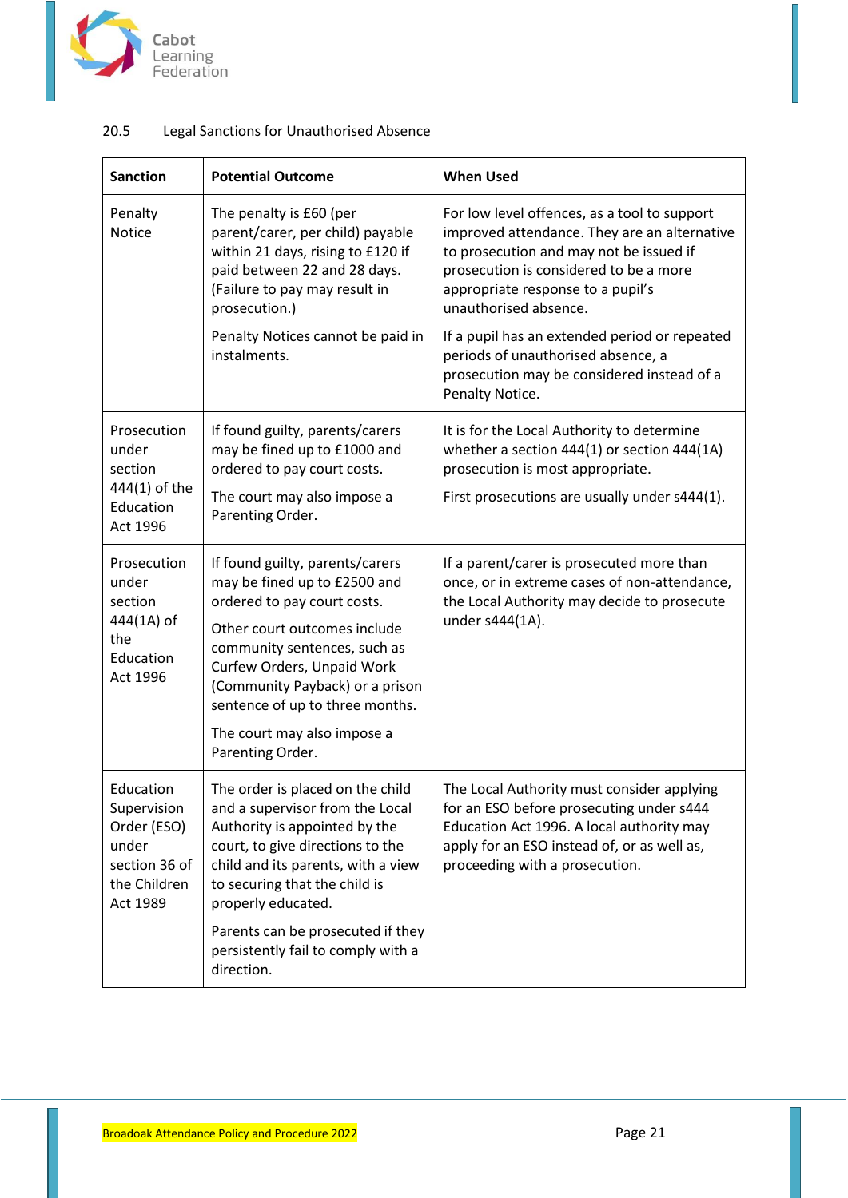## 20.5 Legal Sanctions for Unauthorised Absence

| Sanction | Potential Outcome | When Used |
|---|---|---|
| Penalty Notice | The penalty is £60 (per parent/carer, per child) payable within 21 days, rising to £120 if paid between 22 and 28 days. (Failure to pay may result in prosecution.)<br><br>Penalty Notices cannot be paid in instalments. | For low level offences, as a tool to support improved attendance. They are an alternative to prosecution and may not be issued if prosecution is considered to be a more appropriate response to a pupil's unauthorised absence.<br><br>If a pupil has an extended period or repeated periods of unauthorised absence, a prosecution may be considered instead of a Penalty Notice. |
| Prosecution under section 444(1) of the Education Act 1996 | If found guilty, parents/carers may be fined up to £1000 and ordered to pay court costs.<br><br>The court may also impose a Parenting Order. | It is for the Local Authority to determine whether a section 444(1) or section 444(1A) prosecution is most appropriate.<br><br>First prosecutions are usually under s444(1). |
| Prosecution under section 444(1A) of the Education Act 1996 | If found guilty, parents/carers may be fined up to £2500 and ordered to pay court costs.<br><br>Other court outcomes include community sentences, such as Curfew Orders, Unpaid Work (Community Payback) or a prison sentence of up to three months.<br><br>The court may also impose a Parenting Order. | If a parent/carer is prosecuted more than once, or in extreme cases of non-attendance, the Local Authority may decide to prosecute under s444(1A). |
| Education Supervision Order (ESO) under section 36 of the Children Act 1989 | The order is placed on the child and a supervisor from the Local Authority is appointed by the court, to give directions to the child and its parents, with a view to securing that the child is properly educated.<br><br>Parents can be prosecuted if they persistently fail to comply with a direction. | The Local Authority must consider applying for an ESO before prosecuting under s444 Education Act 1996. A local authority may apply for an ESO instead of, or as well as, proceeding with a prosecution. |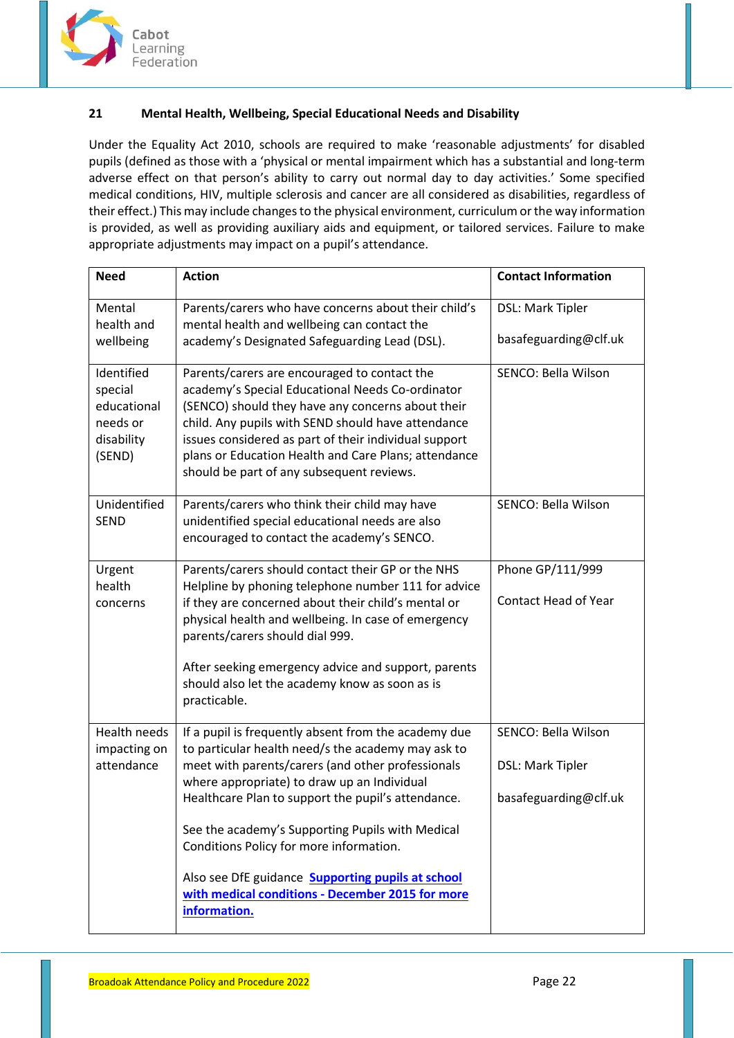## 21 Mental Health, Wellbeing, Special Educational Needs and Disability

Under the Equality Act 2010, schools are required to make 'reasonable adjustments' for disabled pupils (defined as those with a 'physical or mental impairment which has a substantial and long-term adverse effect on that person's ability to carry out normal day to day activities.' Some specified medical conditions, HIV, multiple sclerosis and cancer are all considered as disabilities, regardless of their effect.) This may include changes to the physical environment, curriculum or the way information is provided, as well as providing auxiliary aids and equipment, or tailored services. Failure to make appropriate adjustments may impact on a pupil's attendance.

| Need | Action | Contact Information |
|---|---|---|
| Mental health and wellbeing | Parents/carers who have concerns about their child's mental health and wellbeing can contact the academy's Designated Safeguarding Lead (DSL). | DSL: Mark Tipler<br><br>basafeguarding@clf.uk |
| Identified special educational needs or disability (SEND) | Parents/carers are encouraged to contact the academy's Special Educational Needs Co-ordinator (SENCO) should they have any concerns about their child. Any pupils with SEND should have attendance issues considered as part of their individual support plans or Education Health and Care Plans; attendance should be part of any subsequent reviews. | SENCO: Bella Wilson |
| Unidentified SEND | Parents/carers who think their child may have unidentified special educational needs are also encouraged to contact the academy's SENCO. | SENCO: Bella Wilson |
| Urgent health concerns | Parents/carers should contact their GP or the NHS Helpline by phoning telephone number 111 for advice if they are concerned about their child's mental or physical health and wellbeing. In case of emergency parents/carers should dial 999.<br><br>After seeking emergency advice and support, parents should also let the academy know as soon as is practicable. | Phone GP/111/999<br><br>Contact Head of Year |
| Health needs impacting on attendance | If a pupil is frequently absent from the academy due to particular health need/s the academy may ask to meet with parents/carers (and other professionals where appropriate) to draw up an Individual Healthcare Plan to support the pupil's attendance.<br><br>See the academy's Supporting Pupils with Medical Conditions Policy for more information.<br><br>Also see DfE guidance **Supporting pupils at school with medical conditions - December 2015 for more information.** | SENCO: Bella Wilson<br><br>DSL: Mark Tipler<br><br>basafeguarding@clf.uk |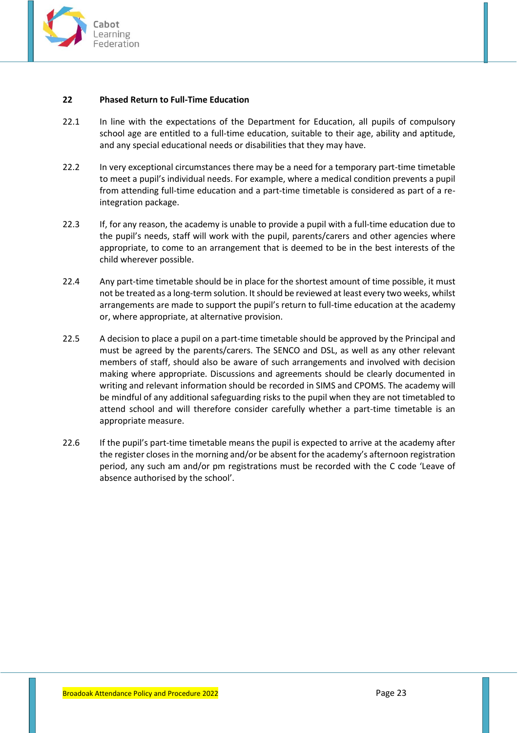## 22 Phased Return to Full-Time Education

22.1 In line with the expectations of the Department for Education, all pupils of compulsory school age are entitled to a full-time education, suitable to their age, ability and aptitude, and any special educational needs or disabilities that they may have.

22.2 In very exceptional circumstances there may be a need for a temporary part-time timetable to meet a pupil's individual needs. For example, where a medical condition prevents a pupil from attending full-time education and a part-time timetable is considered as part of a re-integration package.

22.3 If, for any reason, the academy is unable to provide a pupil with a full-time education due to the pupil's needs, staff will work with the pupil, parents/carers and other agencies where appropriate, to come to an arrangement that is deemed to be in the best interests of the child wherever possible.

22.4 Any part-time timetable should be in place for the shortest amount of time possible, it must not be treated as a long-term solution. It should be reviewed at least every two weeks, whilst arrangements are made to support the pupil's return to full-time education at the academy or, where appropriate, at alternative provision.

22.5 A decision to place a pupil on a part-time timetable should be approved by the Principal and must be agreed by the parents/carers. The SENCO and DSL, as well as any other relevant members of staff, should also be aware of such arrangements and involved with decision making where appropriate. Discussions and agreements should be clearly documented in writing and relevant information should be recorded in SIMS and CPOMS. The academy will be mindful of any additional safeguarding risks to the pupil when they are not timetabled to attend school and will therefore consider carefully whether a part-time timetable is an appropriate measure.

22.6 If the pupil's part-time timetable means the pupil is expected to arrive at the academy after the register closes in the morning and/or be absent for the academy's afternoon registration period, any such am and/or pm registrations must be recorded with the C code 'Leave of absence authorised by the school'.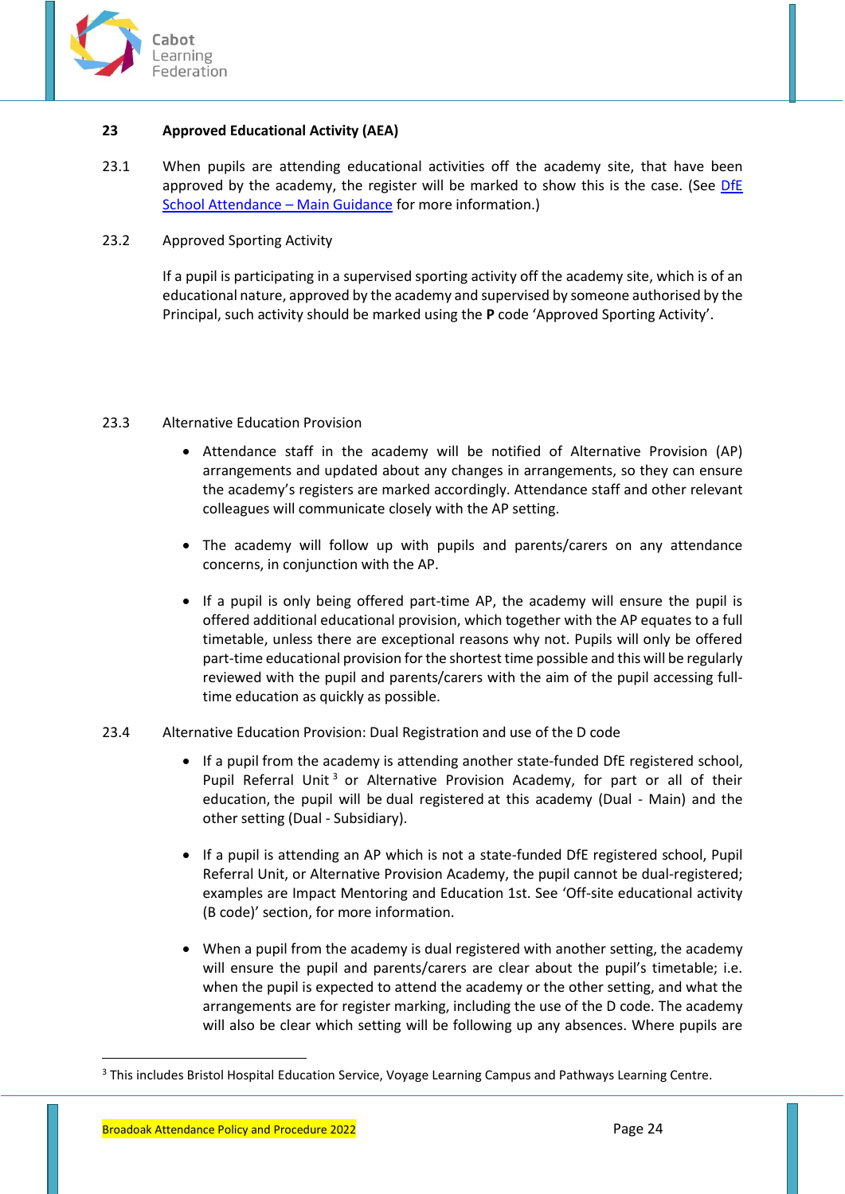## 23 Approved Educational Activity (AEA)

23.1 When pupils are attending educational activities off the academy site, that have been approved by the academy, the register will be marked to show this is the case. (See [DfE School Attendance – Main Guidance]() for more information.)

23.2 Approved Sporting Activity

If a pupil is participating in a supervised sporting activity off the academy site, which is of an educational nature, approved by the academy and supervised by someone authorised by the Principal, such activity should be marked using the **P** code 'Approved Sporting Activity'.

23.3 Alternative Education Provision

- Attendance staff in the academy will be notified of Alternative Provision (AP) arrangements and updated about any changes in arrangements, so they can ensure the academy's registers are marked accordingly. Attendance staff and other relevant colleagues will communicate closely with the AP setting.
- The academy will follow up with pupils and parents/carers on any attendance concerns, in conjunction with the AP.
- If a pupil is only being offered part-time AP, the academy will ensure the pupil is offered additional educational provision, which together with the AP equates to a full timetable, unless there are exceptional reasons why not. Pupils will only be offered part-time educational provision for the shortest time possible and this will be regularly reviewed with the pupil and parents/carers with the aim of the pupil accessing full-time education as quickly as possible.

23.4 Alternative Education Provision: Dual Registration and use of the D code

- If a pupil from the academy is attending another state-funded DfE registered school, Pupil Referral Unit[3] or Alternative Provision Academy, for part or all of their education, the pupil will be dual registered at this academy (Dual - Main) and the other setting (Dual - Subsidiary).
- If a pupil is attending an AP which is not a state-funded DfE registered school, Pupil Referral Unit, or Alternative Provision Academy, the pupil cannot be dual-registered; examples are Impact Mentoring and Education 1st. See 'Off-site educational activity (B code)' section, for more information.
- When a pupil from the academy is dual registered with another setting, the academy will ensure the pupil and parents/carers are clear about the pupil's timetable; i.e. when the pupil is expected to attend the academy or the other setting, and what the arrangements are for register marking, including the use of the D code. The academy will also be clear which setting will be following up any absences. Where pupils are

[3] This includes Bristol Hospital Education Service, Voyage Learning Campus and Pathways Learning Centre.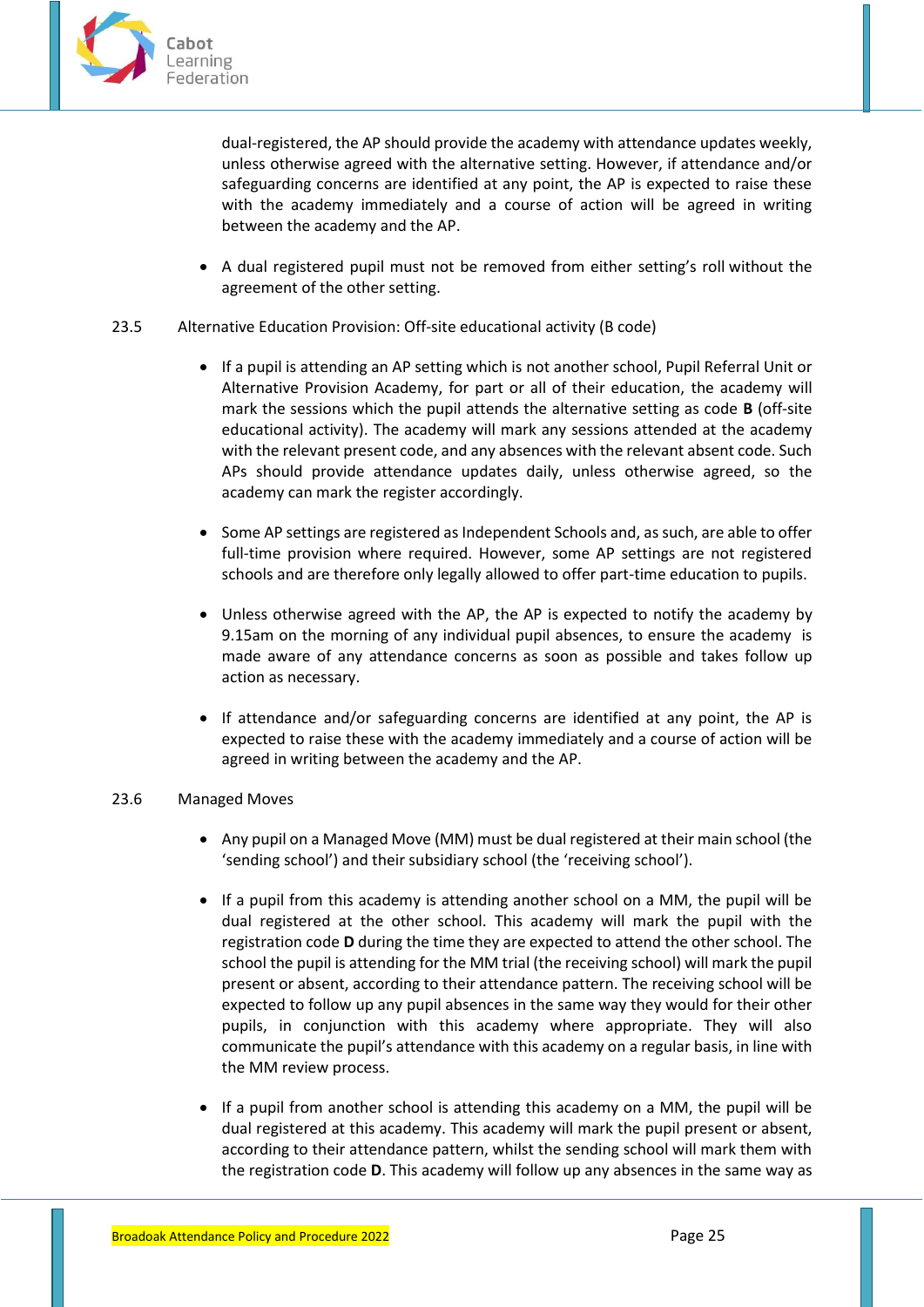dual-registered, the AP should provide the academy with attendance updates weekly, unless otherwise agreed with the alternative setting. However, if attendance and/or safeguarding concerns are identified at any point, the AP is expected to raise these with the academy immediately and a course of action will be agreed in writing between the academy and the AP.

- A dual registered pupil must not be removed from either setting's roll without the agreement of the other setting.

23.5 Alternative Education Provision: Off-site educational activity (B code)

- If a pupil is attending an AP setting which is not another school, Pupil Referral Unit or Alternative Provision Academy, for part or all of their education, the academy will mark the sessions which the pupil attends the alternative setting as code **B** (off-site educational activity). The academy will mark any sessions attended at the academy with the relevant present code, and any absences with the relevant absent code. Such APs should provide attendance updates daily, unless otherwise agreed, so the academy can mark the register accordingly.

- Some AP settings are registered as Independent Schools and, as such, are able to offer full-time provision where required. However, some AP settings are not registered schools and are therefore only legally allowed to offer part-time education to pupils.

- Unless otherwise agreed with the AP, the AP is expected to notify the academy by 9.15am on the morning of any individual pupil absences, to ensure the academy is made aware of any attendance concerns as soon as possible and takes follow up action as necessary.

- If attendance and/or safeguarding concerns are identified at any point, the AP is expected to raise these with the academy immediately and a course of action will be agreed in writing between the academy and the AP.

23.6 Managed Moves

- Any pupil on a Managed Move (MM) must be dual registered at their main school (the 'sending school') and their subsidiary school (the 'receiving school').

- If a pupil from this academy is attending another school on a MM, the pupil will be dual registered at the other school. This academy will mark the pupil with the registration code **D** during the time they are expected to attend the other school. The school the pupil is attending for the MM trial (the receiving school) will mark the pupil present or absent, according to their attendance pattern. The receiving school will be expected to follow up any pupil absences in the same way they would for their other pupils, in conjunction with this academy where appropriate. They will also communicate the pupil's attendance with this academy on a regular basis, in line with the MM review process.

- If a pupil from another school is attending this academy on a MM, the pupil will be dual registered at this academy. This academy will mark the pupil present or absent, according to their attendance pattern, whilst the sending school will mark them with the registration code **D**. This academy will follow up any absences in the same way as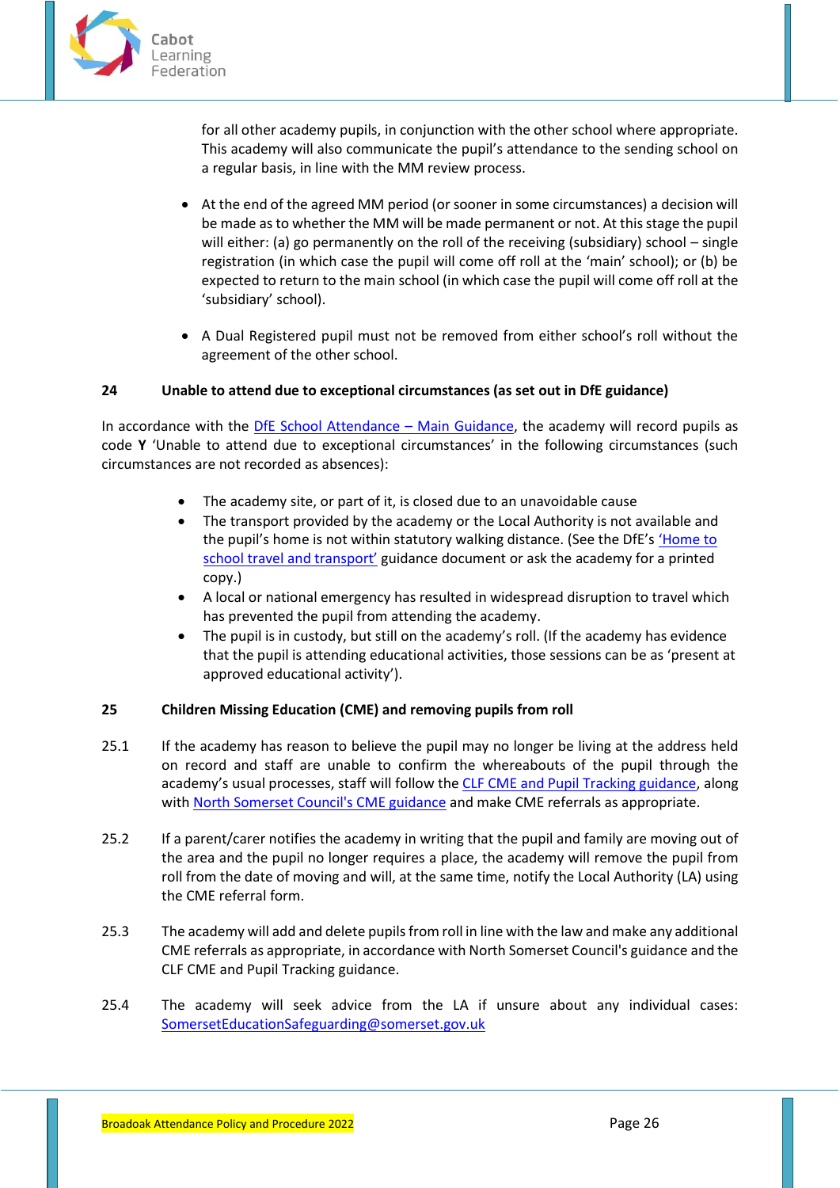for all other academy pupils, in conjunction with the other school where appropriate. This academy will also communicate the pupil's attendance to the sending school on a regular basis, in line with the MM review process.

- At the end of the agreed MM period (or sooner in some circumstances) a decision will be made as to whether the MM will be made permanent or not. At this stage the pupil will either: (a) go permanently on the roll of the receiving (subsidiary) school – single registration (in which case the pupil will come off roll at the 'main' school); or (b) be expected to return to the main school (in which case the pupil will come off roll at the 'subsidiary' school).

- A Dual Registered pupil must not be removed from either school's roll without the agreement of the other school.

## 24 Unable to attend due to exceptional circumstances (as set out in DfE guidance)

In accordance with the DfE School Attendance – Main Guidance, the academy will record pupils as code **Y** 'Unable to attend due to exceptional circumstances' in the following circumstances (such circumstances are not recorded as absences):

- The academy site, or part of it, is closed due to an unavoidable cause
- The transport provided by the academy or the Local Authority is not available and the pupil's home is not within statutory walking distance. (See the DfE's 'Home to school travel and transport' guidance document or ask the academy for a printed copy.)
- A local or national emergency has resulted in widespread disruption to travel which has prevented the pupil from attending the academy.
- The pupil is in custody, but still on the academy's roll. (If the academy has evidence that the pupil is attending educational activities, those sessions can be as 'present at approved educational activity').

## 25 Children Missing Education (CME) and removing pupils from roll

25.1 If the academy has reason to believe the pupil may no longer be living at the address held on record and staff are unable to confirm the whereabouts of the pupil through the academy's usual processes, staff will follow the CLF CME and Pupil Tracking guidance, along with North Somerset Council's CME guidance and make CME referrals as appropriate.

25.2 If a parent/carer notifies the academy in writing that the pupil and family are moving out of the area and the pupil no longer requires a place, the academy will remove the pupil from roll from the date of moving and will, at the same time, notify the Local Authority (LA) using the CME referral form.

25.3 The academy will add and delete pupils from roll in line with the law and make any additional CME referrals as appropriate, in accordance with North Somerset Council's guidance and the CLF CME and Pupil Tracking guidance.

25.4 The academy will seek advice from the LA if unsure about any individual cases: SomersetEducationSafeguarding@somerset.gov.uk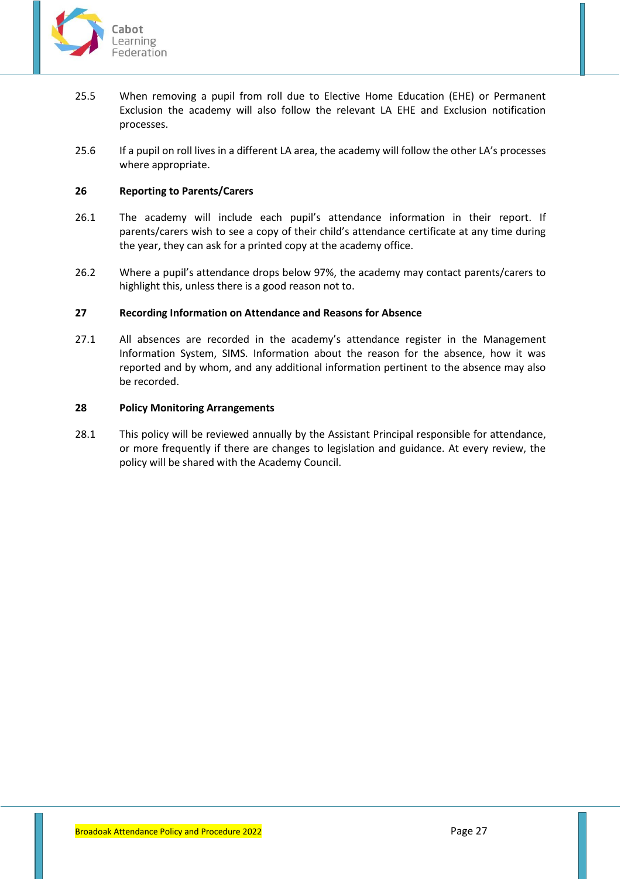25.5 When removing a pupil from roll due to Elective Home Education (EHE) or Permanent Exclusion the academy will also follow the relevant LA EHE and Exclusion notification processes.

25.6 If a pupil on roll lives in a different LA area, the academy will follow the other LA's processes where appropriate.

## 26 Reporting to Parents/Carers

26.1 The academy will include each pupil's attendance information in their report. If parents/carers wish to see a copy of their child's attendance certificate at any time during the year, they can ask for a printed copy at the academy office.

26.2 Where a pupil's attendance drops below 97%, the academy may contact parents/carers to highlight this, unless there is a good reason not to.

## 27 Recording Information on Attendance and Reasons for Absence

27.1 All absences are recorded in the academy's attendance register in the Management Information System, SIMS. Information about the reason for the absence, how it was reported and by whom, and any additional information pertinent to the absence may also be recorded.

## 28 Policy Monitoring Arrangements

28.1 This policy will be reviewed annually by the Assistant Principal responsible for attendance, or more frequently if there are changes to legislation and guidance. At every review, the policy will be shared with the Academy Council.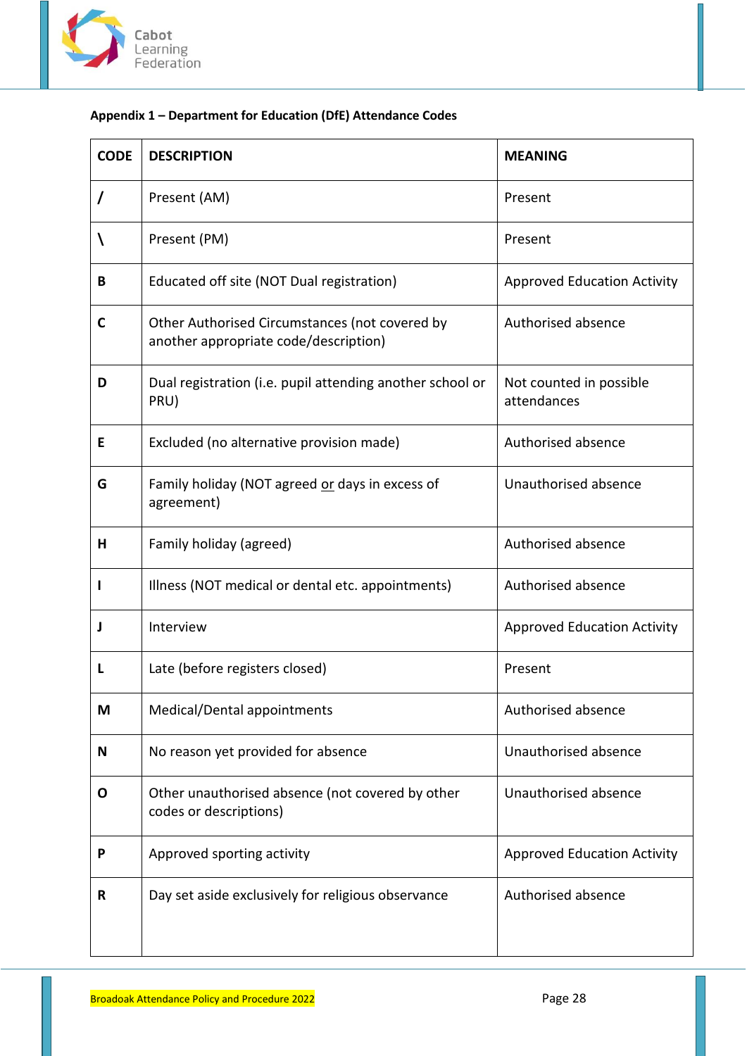**Appendix 1 – Department for Education (DfE) Attendance Codes**

| CODE | DESCRIPTION | MEANING |
|---|---|---|
| / | Present (AM) | Present |
| \ | Present (PM) | Present |
| B | Educated off site (NOT Dual registration) | Approved Education Activity |
| C | Other Authorised Circumstances (not covered by another appropriate code/description) | Authorised absence |
| D | Dual registration (i.e. pupil attending another school or PRU) | Not counted in possible attendances |
| E | Excluded (no alternative provision made) | Authorised absence |
| G | Family holiday (NOT agreed or days in excess of agreement) | Unauthorised absence |
| H | Family holiday (agreed) | Authorised absence |
| I | Illness (NOT medical or dental etc. appointments) | Authorised absence |
| J | Interview | Approved Education Activity |
| L | Late (before registers closed) | Present |
| M | Medical/Dental appointments | Authorised absence |
| N | No reason yet provided for absence | Unauthorised absence |
| O | Other unauthorised absence (not covered by other codes or descriptions) | Unauthorised absence |
| P | Approved sporting activity | Approved Education Activity |
| R | Day set aside exclusively for religious observance | Authorised absence |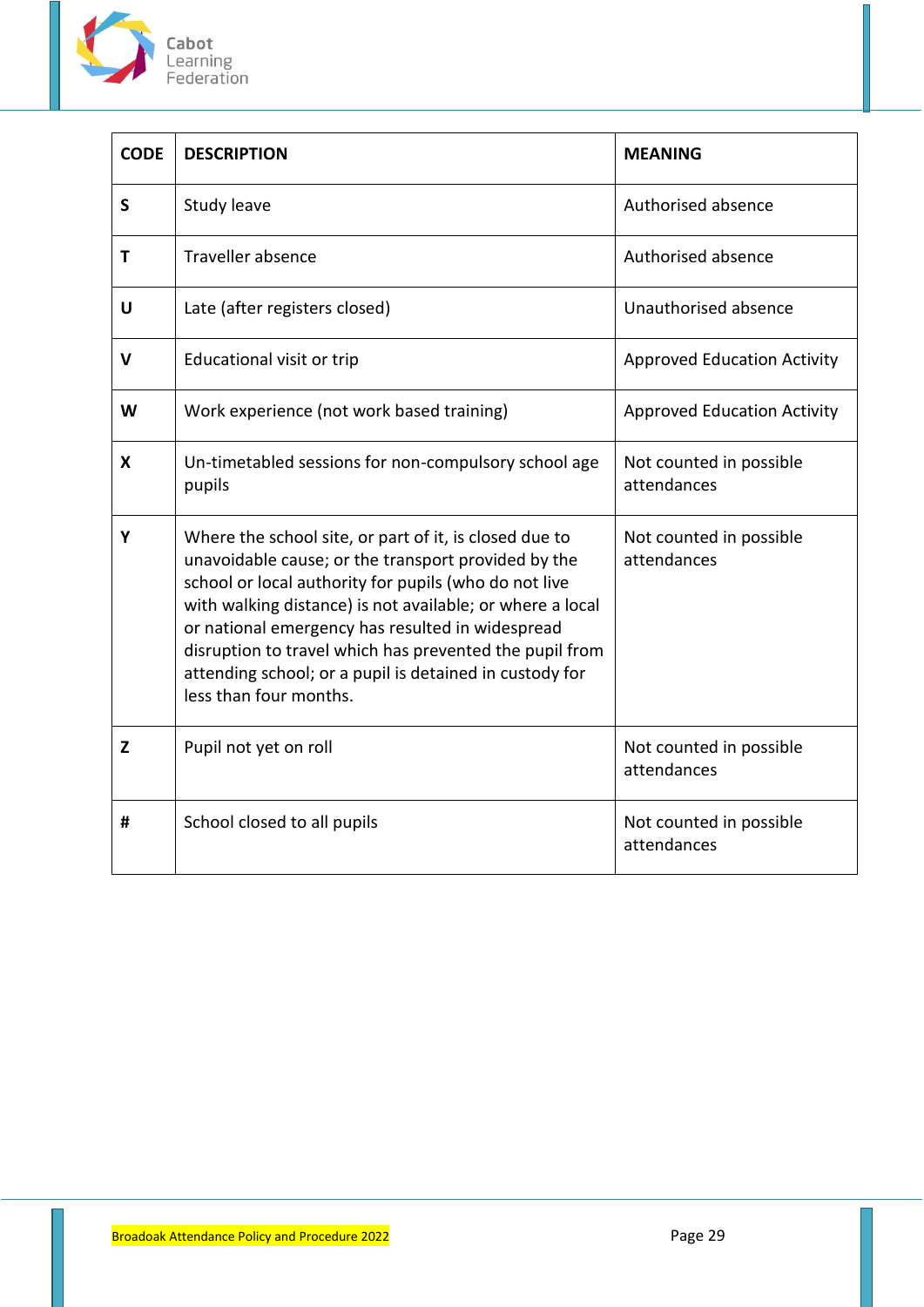| CODE | DESCRIPTION | MEANING |
|---|---|---|
| **S** | Study leave | Authorised absence |
| **T** | Traveller absence | Authorised absence |
| **U** | Late (after registers closed) | Unauthorised absence |
| **V** | Educational visit or trip | Approved Education Activity |
| **W** | Work experience (not work based training) | Approved Education Activity |
| **X** | Un-timetabled sessions for non-compulsory school age pupils | Not counted in possible attendances |
| **Y** | Where the school site, or part of it, is closed due to unavoidable cause; or the transport provided by the school or local authority for pupils (who do not live with walking distance) is not available; or where a local or national emergency has resulted in widespread disruption to travel which has prevented the pupil from attending school; or a pupil is detained in custody for less than four months. | Not counted in possible attendances |
| **Z** | Pupil not yet on roll | Not counted in possible attendances |
| **#** | School closed to all pupils | Not counted in possible attendances |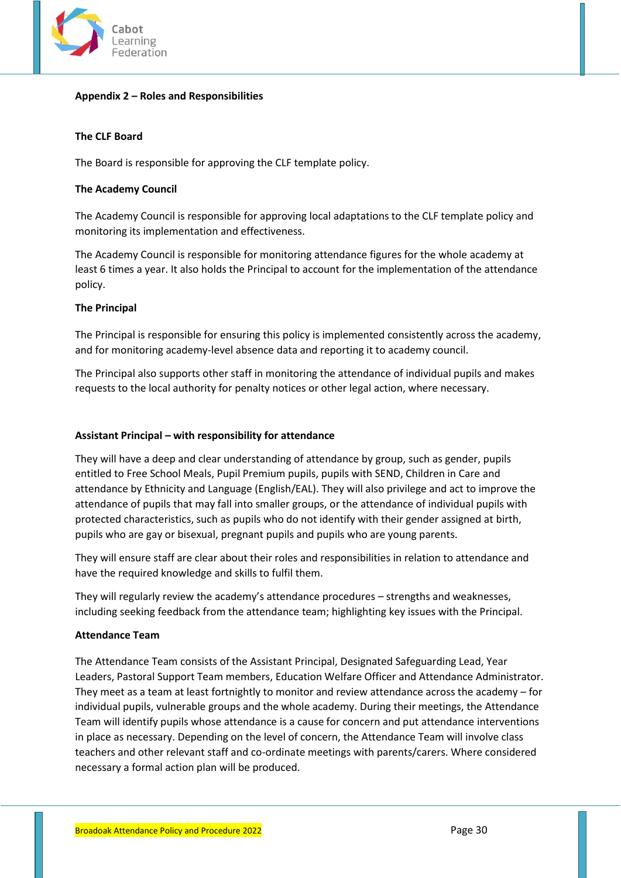## Appendix 2 – Roles and Responsibilities

### The CLF Board

The Board is responsible for approving the CLF template policy.

### The Academy Council

The Academy Council is responsible for approving local adaptations to the CLF template policy and monitoring its implementation and effectiveness.

The Academy Council is responsible for monitoring attendance figures for the whole academy at least 6 times a year. It also holds the Principal to account for the implementation of the attendance policy.

### The Principal

The Principal is responsible for ensuring this policy is implemented consistently across the academy, and for monitoring academy-level absence data and reporting it to academy council.

The Principal also supports other staff in monitoring the attendance of individual pupils and makes requests to the local authority for penalty notices or other legal action, where necessary.

### Assistant Principal – with responsibility for attendance

They will have a deep and clear understanding of attendance by group, such as gender, pupils entitled to Free School Meals, Pupil Premium pupils, pupils with SEND, Children in Care and attendance by Ethnicity and Language (English/EAL). They will also privilege and act to improve the attendance of pupils that may fall into smaller groups, or the attendance of individual pupils with protected characteristics, such as pupils who do not identify with their gender assigned at birth, pupils who are gay or bisexual, pregnant pupils and pupils who are young parents.

They will ensure staff are clear about their roles and responsibilities in relation to attendance and have the required knowledge and skills to fulfil them.

They will regularly review the academy's attendance procedures – strengths and weaknesses, including seeking feedback from the attendance team; highlighting key issues with the Principal.

### Attendance Team

The Attendance Team consists of the Assistant Principal, Designated Safeguarding Lead, Year Leaders, Pastoral Support Team members, Education Welfare Officer and Attendance Administrator. They meet as a team at least fortnightly to monitor and review attendance across the academy – for individual pupils, vulnerable groups and the whole academy. During their meetings, the Attendance Team will identify pupils whose attendance is a cause for concern and put attendance interventions in place as necessary. Depending on the level of concern, the Attendance Team will involve class teachers and other relevant staff and co-ordinate meetings with parents/carers. Where considered necessary a formal action plan will be produced.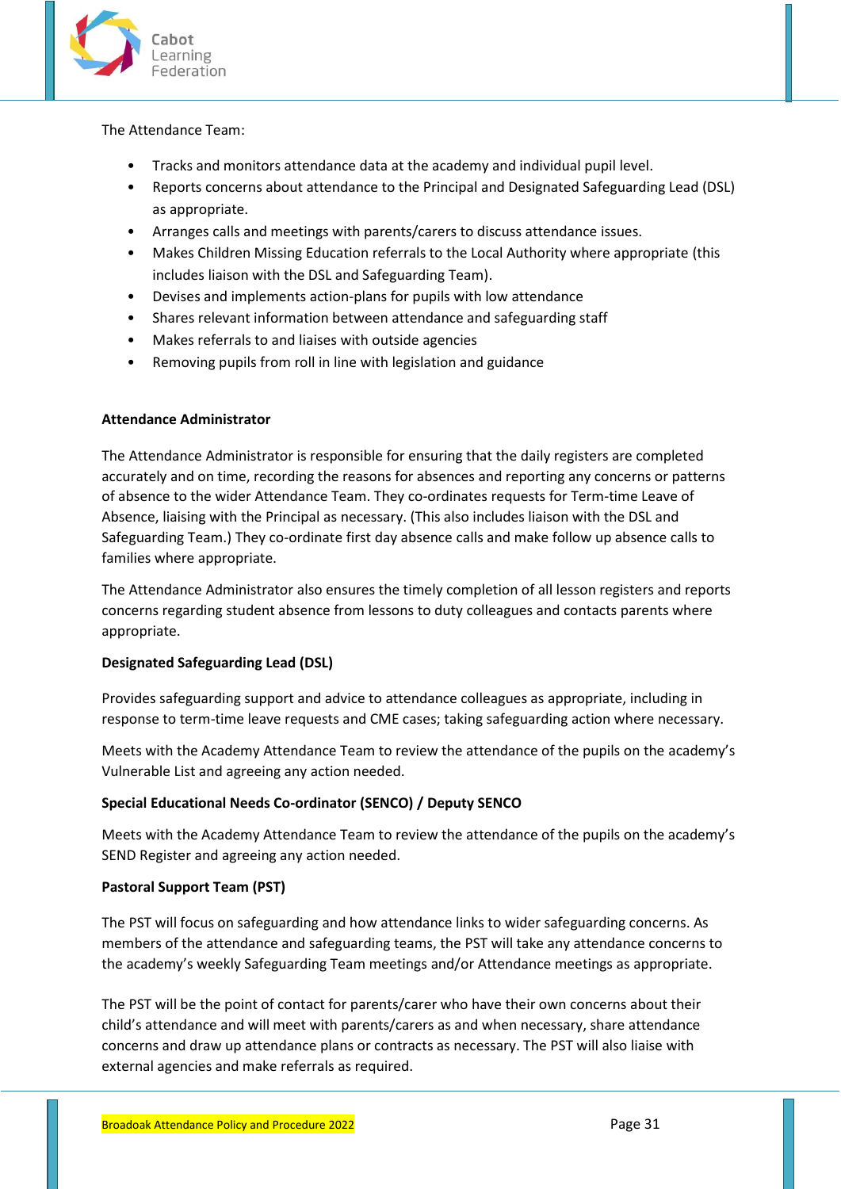The Attendance Team:

- Tracks and monitors attendance data at the academy and individual pupil level.
- Reports concerns about attendance to the Principal and Designated Safeguarding Lead (DSL) as appropriate.
- Arranges calls and meetings with parents/carers to discuss attendance issues.
- Makes Children Missing Education referrals to the Local Authority where appropriate (this includes liaison with the DSL and Safeguarding Team).
- Devises and implements action-plans for pupils with low attendance
- Shares relevant information between attendance and safeguarding staff
- Makes referrals to and liaises with outside agencies
- Removing pupils from roll in line with legislation and guidance

**Attendance Administrator**

The Attendance Administrator is responsible for ensuring that the daily registers are completed accurately and on time, recording the reasons for absences and reporting any concerns or patterns of absence to the wider Attendance Team. They co-ordinates requests for Term-time Leave of Absence, liaising with the Principal as necessary. (This also includes liaison with the DSL and Safeguarding Team.) They co-ordinate first day absence calls and make follow up absence calls to families where appropriate.

The Attendance Administrator also ensures the timely completion of all lesson registers and reports concerns regarding student absence from lessons to duty colleagues and contacts parents where appropriate.

**Designated Safeguarding Lead (DSL)**

Provides safeguarding support and advice to attendance colleagues as appropriate, including in response to term-time leave requests and CME cases; taking safeguarding action where necessary.

Meets with the Academy Attendance Team to review the attendance of the pupils on the academy's Vulnerable List and agreeing any action needed.

**Special Educational Needs Co-ordinator (SENCO) / Deputy SENCO**

Meets with the Academy Attendance Team to review the attendance of the pupils on the academy's SEND Register and agreeing any action needed.

**Pastoral Support Team (PST)**

The PST will focus on safeguarding and how attendance links to wider safeguarding concerns. As members of the attendance and safeguarding teams, the PST will take any attendance concerns to the academy's weekly Safeguarding Team meetings and/or Attendance meetings as appropriate.

The PST will be the point of contact for parents/carer who have their own concerns about their child's attendance and will meet with parents/carers as and when necessary, share attendance concerns and draw up attendance plans or contracts as necessary. The PST will also liaise with external agencies and make referrals as required.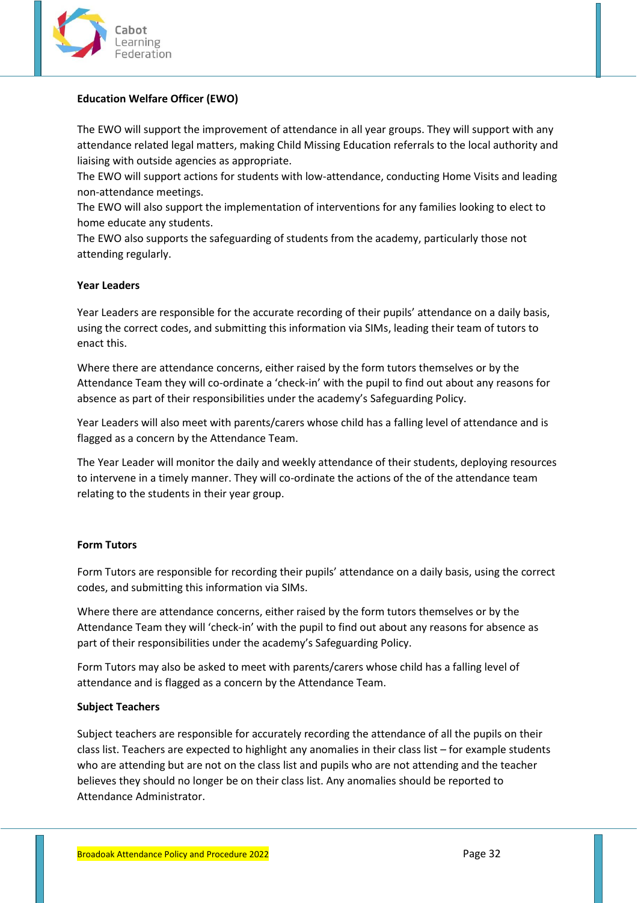**Education Welfare Officer (EWO)**

The EWO will support the improvement of attendance in all year groups. They will support with any attendance related legal matters, making Child Missing Education referrals to the local authority and liaising with outside agencies as appropriate.
The EWO will support actions for students with low-attendance, conducting Home Visits and leading non-attendance meetings.
The EWO will also support the implementation of interventions for any families looking to elect to home educate any students.
The EWO also supports the safeguarding of students from the academy, particularly those not attending regularly.

**Year Leaders**

Year Leaders are responsible for the accurate recording of their pupils' attendance on a daily basis, using the correct codes, and submitting this information via SIMs, leading their team of tutors to enact this.

Where there are attendance concerns, either raised by the form tutors themselves or by the Attendance Team they will co-ordinate a 'check-in' with the pupil to find out about any reasons for absence as part of their responsibilities under the academy's Safeguarding Policy.

Year Leaders will also meet with parents/carers whose child has a falling level of attendance and is flagged as a concern by the Attendance Team.

The Year Leader will monitor the daily and weekly attendance of their students, deploying resources to intervene in a timely manner. They will co-ordinate the actions of the of the attendance team relating to the students in their year group.

**Form Tutors**

Form Tutors are responsible for recording their pupils' attendance on a daily basis, using the correct codes, and submitting this information via SIMs.

Where there are attendance concerns, either raised by the form tutors themselves or by the Attendance Team they will 'check-in' with the pupil to find out about any reasons for absence as part of their responsibilities under the academy's Safeguarding Policy.

Form Tutors may also be asked to meet with parents/carers whose child has a falling level of attendance and is flagged as a concern by the Attendance Team.

**Subject Teachers**

Subject teachers are responsible for accurately recording the attendance of all the pupils on their class list. Teachers are expected to highlight any anomalies in their class list – for example students who are attending but are not on the class list and pupils who are not attending and the teacher believes they should no longer be on their class list. Any anomalies should be reported to Attendance Administrator.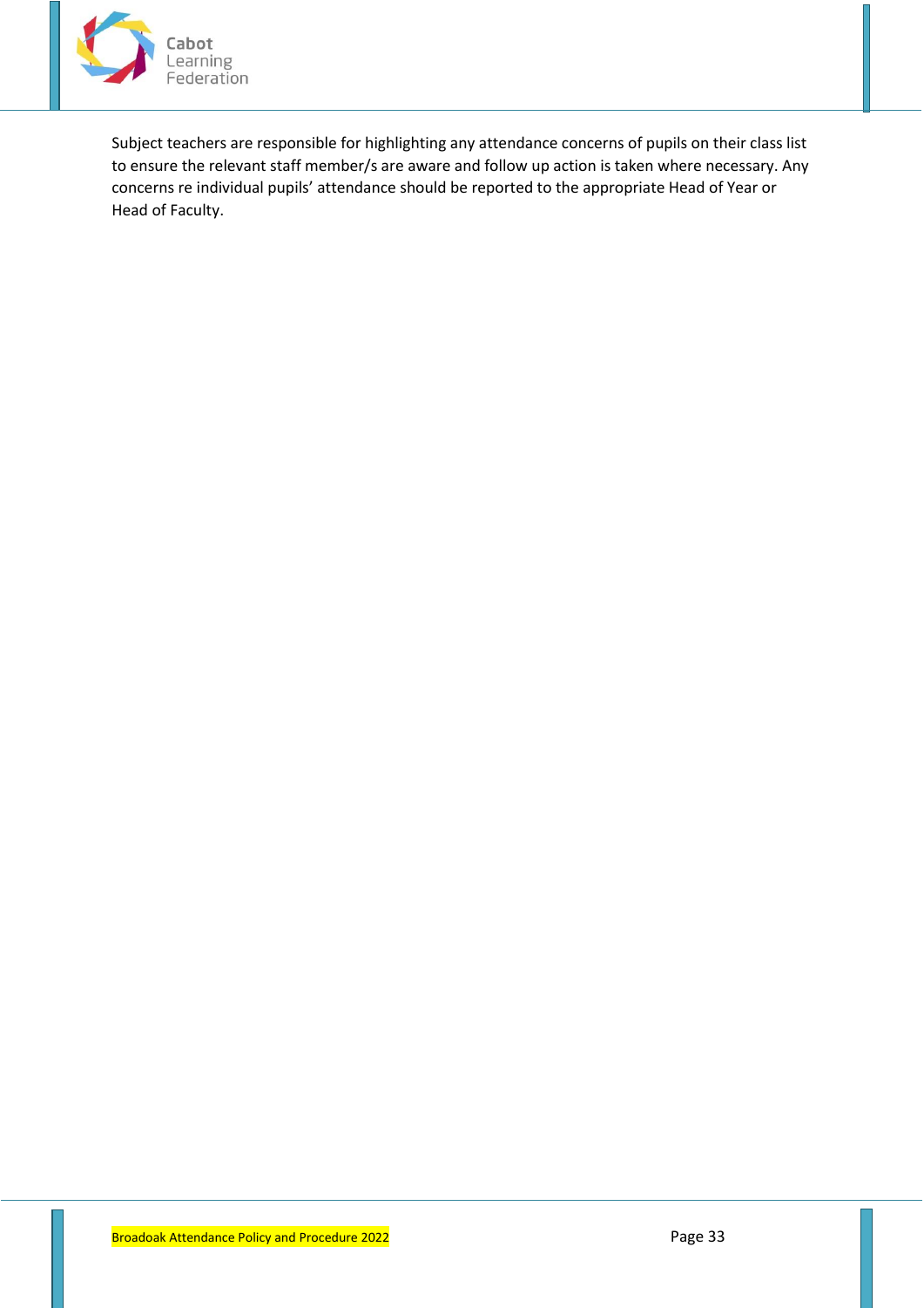Subject teachers are responsible for highlighting any attendance concerns of pupils on their class list to ensure the relevant staff member/s are aware and follow up action is taken where necessary. Any concerns re individual pupils' attendance should be reported to the appropriate Head of Year or Head of Faculty.